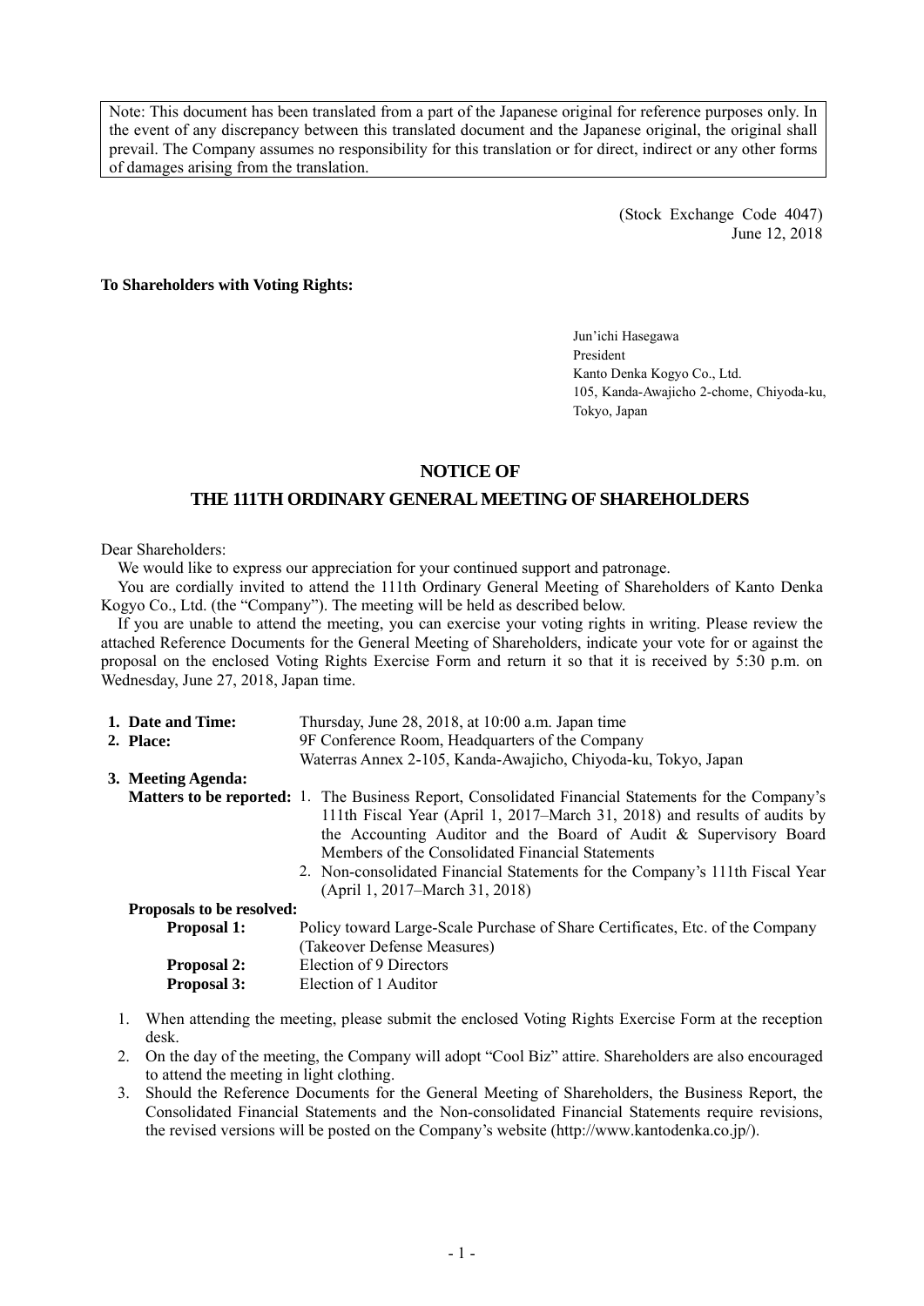Note: This document has been translated from a part of the Japanese original for reference purposes only. In the event of any discrepancy between this translated document and the Japanese original, the original shall prevail. The Company assumes no responsibility for this translation or for direct, indirect or any other forms of damages arising from the translation.

(Stock Exchange Code 4047)
June 12, 2018

**To Shareholders with Voting Rights:**

Jun'ichi Hasegawa
President
Kanto Denka Kogyo Co., Ltd.
105, Kanda-Awajicho 2-chome, Chiyoda-ku, Tokyo, Japan

# NOTICE OF
# THE 111TH ORDINARY GENERAL MEETING OF SHAREHOLDERS

Dear Shareholders:

We would like to express our appreciation for your continued support and patronage.

You are cordially invited to attend the 111th Ordinary General Meeting of Shareholders of Kanto Denka Kogyo Co., Ltd. (the "Company"). The meeting will be held as described below.

If you are unable to attend the meeting, you can exercise your voting rights in writing. Please review the attached Reference Documents for the General Meeting of Shareholders, indicate your vote for or against the proposal on the enclosed Voting Rights Exercise Form and return it so that it is received by 5:30 p.m. on Wednesday, June 27, 2018, Japan time.

**1. Date and Time:** Thursday, June 28, 2018, at 10:00 a.m. Japan time

**2. Place:** 9F Conference Room, Headquarters of the Company
Waterras Annex 2-105, Kanda-Awajicho, Chiyoda-ku, Tokyo, Japan

**3. Meeting Agenda:**

**Matters to be reported:**
1. The Business Report, Consolidated Financial Statements for the Company's 111th Fiscal Year (April 1, 2017–March 31, 2018) and results of audits by the Accounting Auditor and the Board of Audit & Supervisory Board Members of the Consolidated Financial Statements
2. Non-consolidated Financial Statements for the Company's 111th Fiscal Year (April 1, 2017–March 31, 2018)

**Proposals to be resolved:**

**Proposal 1:** Policy toward Large-Scale Purchase of Share Certificates, Etc. of the Company (Takeover Defense Measures)

**Proposal 2:** Election of 9 Directors

**Proposal 3:** Election of 1 Auditor

1. When attending the meeting, please submit the enclosed Voting Rights Exercise Form at the reception desk.
2. On the day of the meeting, the Company will adopt "Cool Biz" attire. Shareholders are also encouraged to attend the meeting in light clothing.
3. Should the Reference Documents for the General Meeting of Shareholders, the Business Report, the Consolidated Financial Statements and the Non-consolidated Financial Statements require revisions, the revised versions will be posted on the Company's website (http://www.kantodenka.co.jp/).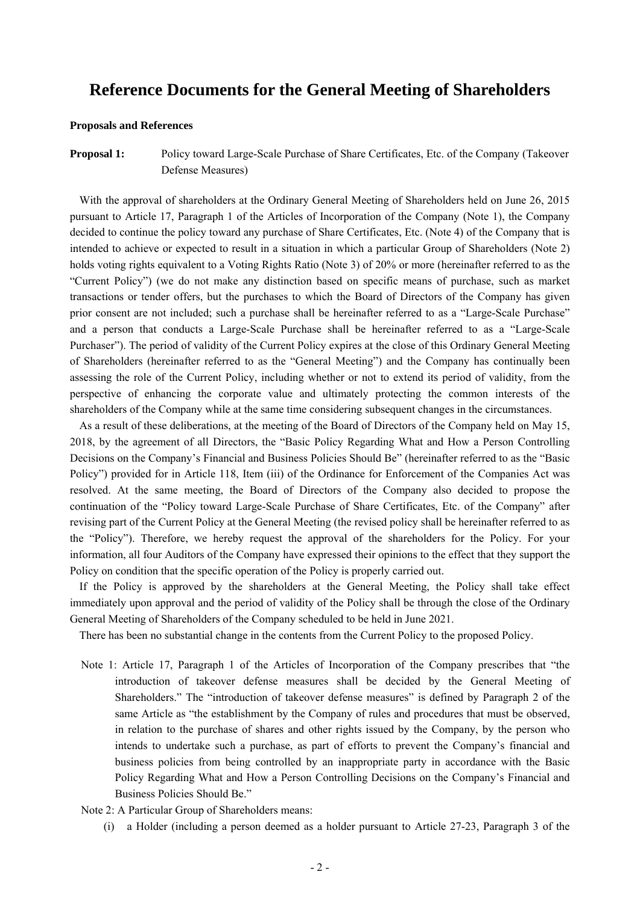# Reference Documents for the General Meeting of Shareholders

**Proposals and References**

**Proposal 1:** Policy toward Large-Scale Purchase of Share Certificates, Etc. of the Company (Takeover Defense Measures)

With the approval of shareholders at the Ordinary General Meeting of Shareholders held on June 26, 2015 pursuant to Article 17, Paragraph 1 of the Articles of Incorporation of the Company (Note 1), the Company decided to continue the policy toward any purchase of Share Certificates, Etc. (Note 4) of the Company that is intended to achieve or expected to result in a situation in which a particular Group of Shareholders (Note 2) holds voting rights equivalent to a Voting Rights Ratio (Note 3) of 20% or more (hereinafter referred to as the "Current Policy") (we do not make any distinction based on specific means of purchase, such as market transactions or tender offers, but the purchases to which the Board of Directors of the Company has given prior consent are not included; such a purchase shall be hereinafter referred to as a "Large-Scale Purchase" and a person that conducts a Large-Scale Purchase shall be hereinafter referred to as a "Large-Scale Purchaser"). The period of validity of the Current Policy expires at the close of this Ordinary General Meeting of Shareholders (hereinafter referred to as the "General Meeting") and the Company has continually been assessing the role of the Current Policy, including whether or not to extend its period of validity, from the perspective of enhancing the corporate value and ultimately protecting the common interests of the shareholders of the Company while at the same time considering subsequent changes in the circumstances.

As a result of these deliberations, at the meeting of the Board of Directors of the Company held on May 15, 2018, by the agreement of all Directors, the "Basic Policy Regarding What and How a Person Controlling Decisions on the Company's Financial and Business Policies Should Be" (hereinafter referred to as the "Basic Policy") provided for in Article 118, Item (iii) of the Ordinance for Enforcement of the Companies Act was resolved. At the same meeting, the Board of Directors of the Company also decided to propose the continuation of the "Policy toward Large-Scale Purchase of Share Certificates, Etc. of the Company" after revising part of the Current Policy at the General Meeting (the revised policy shall be hereinafter referred to as the "Policy"). Therefore, we hereby request the approval of the shareholders for the Policy. For your information, all four Auditors of the Company have expressed their opinions to the effect that they support the Policy on condition that the specific operation of the Policy is properly carried out.

If the Policy is approved by the shareholders at the General Meeting, the Policy shall take effect immediately upon approval and the period of validity of the Policy shall be through the close of the Ordinary General Meeting of Shareholders of the Company scheduled to be held in June 2021.

There has been no substantial change in the contents from the Current Policy to the proposed Policy.

Note 1: Article 17, Paragraph 1 of the Articles of Incorporation of the Company prescribes that "the introduction of takeover defense measures shall be decided by the General Meeting of Shareholders." The "introduction of takeover defense measures" is defined by Paragraph 2 of the same Article as "the establishment by the Company of rules and procedures that must be observed, in relation to the purchase of shares and other rights issued by the Company, by the person who intends to undertake such a purchase, as part of efforts to prevent the Company's financial and business policies from being controlled by an inappropriate party in accordance with the Basic Policy Regarding What and How a Person Controlling Decisions on the Company's Financial and Business Policies Should Be."

Note 2: A Particular Group of Shareholders means:

(i) a Holder (including a person deemed as a holder pursuant to Article 27-23, Paragraph 3 of the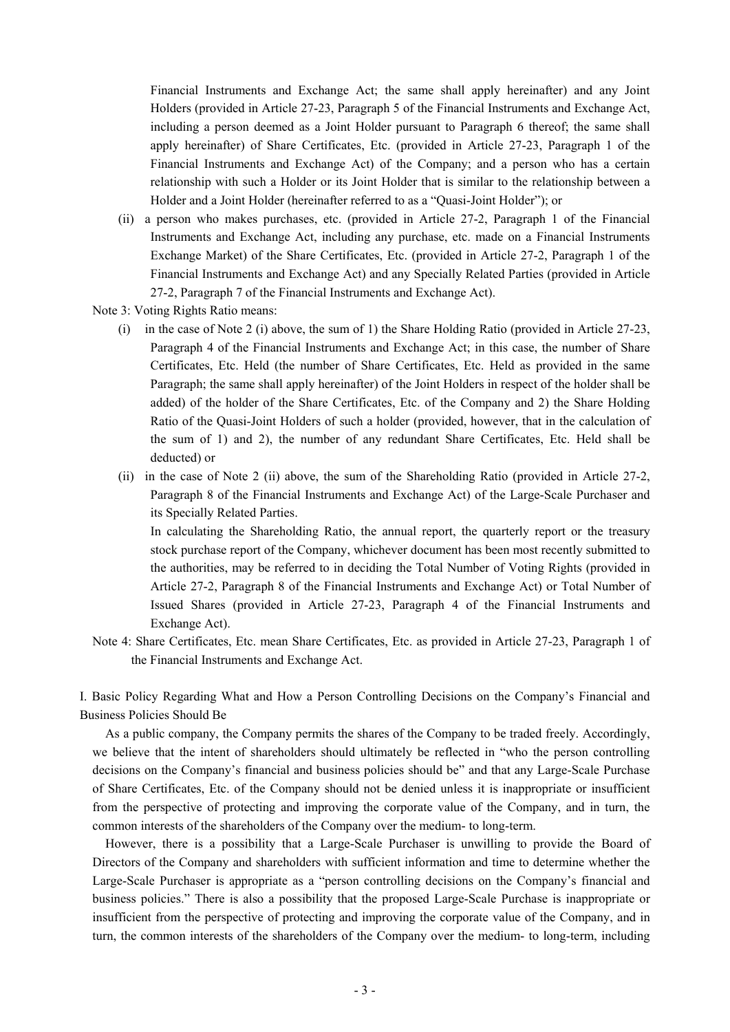Financial Instruments and Exchange Act; the same shall apply hereinafter) and any Joint Holders (provided in Article 27-23, Paragraph 5 of the Financial Instruments and Exchange Act, including a person deemed as a Joint Holder pursuant to Paragraph 6 thereof; the same shall apply hereinafter) of Share Certificates, Etc. (provided in Article 27-23, Paragraph 1 of the Financial Instruments and Exchange Act) of the Company; and a person who has a certain relationship with such a Holder or its Joint Holder that is similar to the relationship between a Holder and a Joint Holder (hereinafter referred to as a "Quasi-Joint Holder"); or

(ii) a person who makes purchases, etc. (provided in Article 27-2, Paragraph 1 of the Financial Instruments and Exchange Act, including any purchase, etc. made on a Financial Instruments Exchange Market) of the Share Certificates, Etc. (provided in Article 27-2, Paragraph 1 of the Financial Instruments and Exchange Act) and any Specially Related Parties (provided in Article 27-2, Paragraph 7 of the Financial Instruments and Exchange Act).

Note 3: Voting Rights Ratio means:

(i) in the case of Note 2 (i) above, the sum of 1) the Share Holding Ratio (provided in Article 27-23, Paragraph 4 of the Financial Instruments and Exchange Act; in this case, the number of Share Certificates, Etc. Held (the number of Share Certificates, Etc. Held as provided in the same Paragraph; the same shall apply hereinafter) of the Joint Holders in respect of the holder shall be added) of the holder of the Share Certificates, Etc. of the Company and 2) the Share Holding Ratio of the Quasi-Joint Holders of such a holder (provided, however, that in the calculation of the sum of 1) and 2), the number of any redundant Share Certificates, Etc. Held shall be deducted) or

(ii) in the case of Note 2 (ii) above, the sum of the Shareholding Ratio (provided in Article 27-2, Paragraph 8 of the Financial Instruments and Exchange Act) of the Large-Scale Purchaser and its Specially Related Parties.

In calculating the Shareholding Ratio, the annual report, the quarterly report or the treasury stock purchase report of the Company, whichever document has been most recently submitted to the authorities, may be referred to in deciding the Total Number of Voting Rights (provided in Article 27-2, Paragraph 8 of the Financial Instruments and Exchange Act) or Total Number of Issued Shares (provided in Article 27-23, Paragraph 4 of the Financial Instruments and Exchange Act).

Note 4: Share Certificates, Etc. mean Share Certificates, Etc. as provided in Article 27-23, Paragraph 1 of the Financial Instruments and Exchange Act.

## I. Basic Policy Regarding What and How a Person Controlling Decisions on the Company's Financial and Business Policies Should Be

As a public company, the Company permits the shares of the Company to be traded freely. Accordingly, we believe that the intent of shareholders should ultimately be reflected in "who the person controlling decisions on the Company's financial and business policies should be" and that any Large-Scale Purchase of Share Certificates, Etc. of the Company should not be denied unless it is inappropriate or insufficient from the perspective of protecting and improving the corporate value of the Company, and in turn, the common interests of the shareholders of the Company over the medium- to long-term.

However, there is a possibility that a Large-Scale Purchaser is unwilling to provide the Board of Directors of the Company and shareholders with sufficient information and time to determine whether the Large-Scale Purchaser is appropriate as a "person controlling decisions on the Company's financial and business policies." There is also a possibility that the proposed Large-Scale Purchase is inappropriate or insufficient from the perspective of protecting and improving the corporate value of the Company, and in turn, the common interests of the shareholders of the Company over the medium- to long-term, including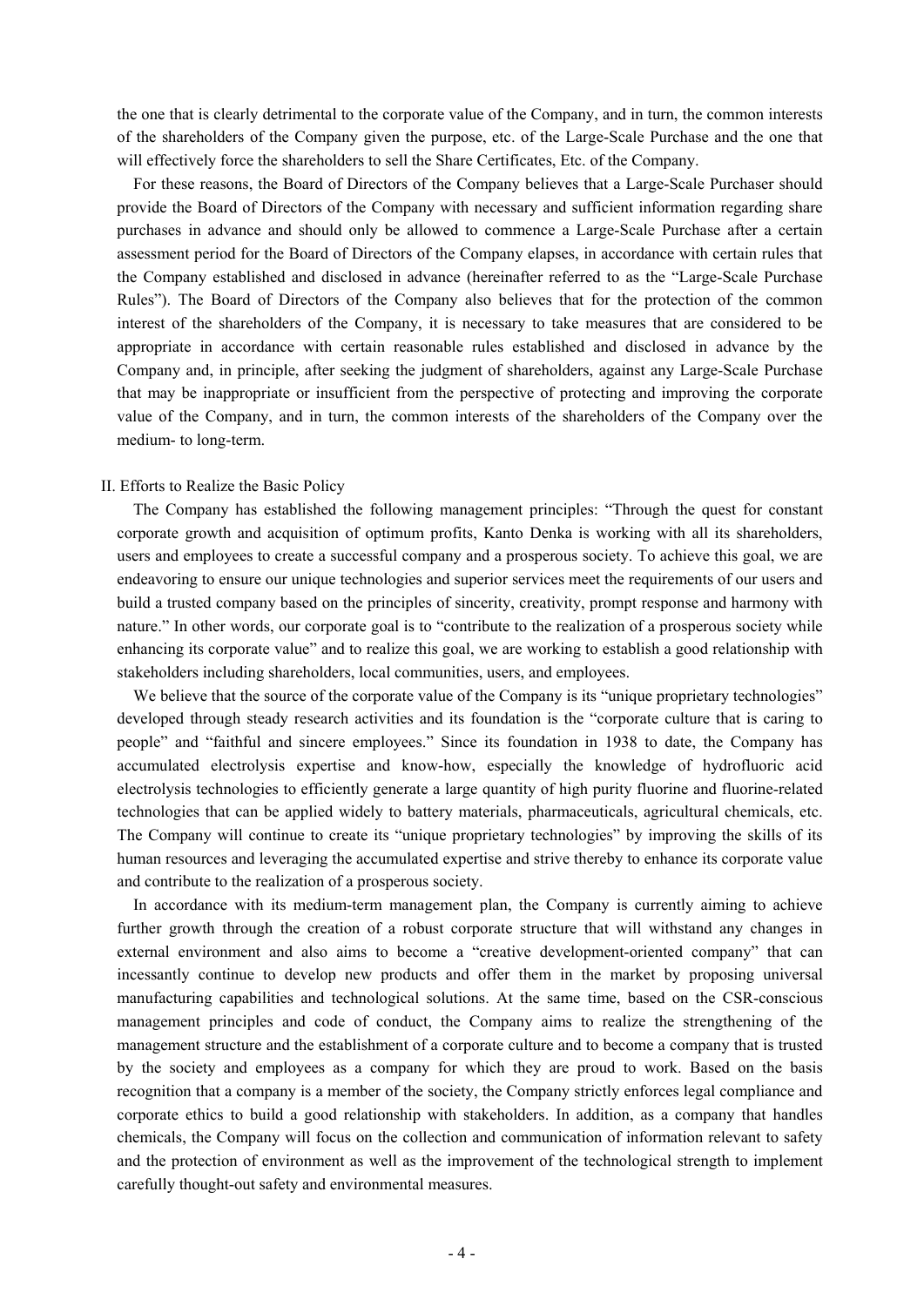the one that is clearly detrimental to the corporate value of the Company, and in turn, the common interests of the shareholders of the Company given the purpose, etc. of the Large-Scale Purchase and the one that will effectively force the shareholders to sell the Share Certificates, Etc. of the Company.

For these reasons, the Board of Directors of the Company believes that a Large-Scale Purchaser should provide the Board of Directors of the Company with necessary and sufficient information regarding share purchases in advance and should only be allowed to commence a Large-Scale Purchase after a certain assessment period for the Board of Directors of the Company elapses, in accordance with certain rules that the Company established and disclosed in advance (hereinafter referred to as the "Large-Scale Purchase Rules"). The Board of Directors of the Company also believes that for the protection of the common interest of the shareholders of the Company, it is necessary to take measures that are considered to be appropriate in accordance with certain reasonable rules established and disclosed in advance by the Company and, in principle, after seeking the judgment of shareholders, against any Large-Scale Purchase that may be inappropriate or insufficient from the perspective of protecting and improving the corporate value of the Company, and in turn, the common interests of the shareholders of the Company over the medium- to long-term.

## II. Efforts to Realize the Basic Policy

The Company has established the following management principles: "Through the quest for constant corporate growth and acquisition of optimum profits, Kanto Denka is working with all its shareholders, users and employees to create a successful company and a prosperous society. To achieve this goal, we are endeavoring to ensure our unique technologies and superior services meet the requirements of our users and build a trusted company based on the principles of sincerity, creativity, prompt response and harmony with nature." In other words, our corporate goal is to "contribute to the realization of a prosperous society while enhancing its corporate value" and to realize this goal, we are working to establish a good relationship with stakeholders including shareholders, local communities, users, and employees.

We believe that the source of the corporate value of the Company is its "unique proprietary technologies" developed through steady research activities and its foundation is the "corporate culture that is caring to people" and "faithful and sincere employees." Since its foundation in 1938 to date, the Company has accumulated electrolysis expertise and know-how, especially the knowledge of hydrofluoric acid electrolysis technologies to efficiently generate a large quantity of high purity fluorine and fluorine-related technologies that can be applied widely to battery materials, pharmaceuticals, agricultural chemicals, etc. The Company will continue to create its "unique proprietary technologies" by improving the skills of its human resources and leveraging the accumulated expertise and strive thereby to enhance its corporate value and contribute to the realization of a prosperous society.

In accordance with its medium-term management plan, the Company is currently aiming to achieve further growth through the creation of a robust corporate structure that will withstand any changes in external environment and also aims to become a "creative development-oriented company" that can incessantly continue to develop new products and offer them in the market by proposing universal manufacturing capabilities and technological solutions. At the same time, based on the CSR-conscious management principles and code of conduct, the Company aims to realize the strengthening of the management structure and the establishment of a corporate culture and to become a company that is trusted by the society and employees as a company for which they are proud to work. Based on the basis recognition that a company is a member of the society, the Company strictly enforces legal compliance and corporate ethics to build a good relationship with stakeholders. In addition, as a company that handles chemicals, the Company will focus on the collection and communication of information relevant to safety and the protection of environment as well as the improvement of the technological strength to implement carefully thought-out safety and environmental measures.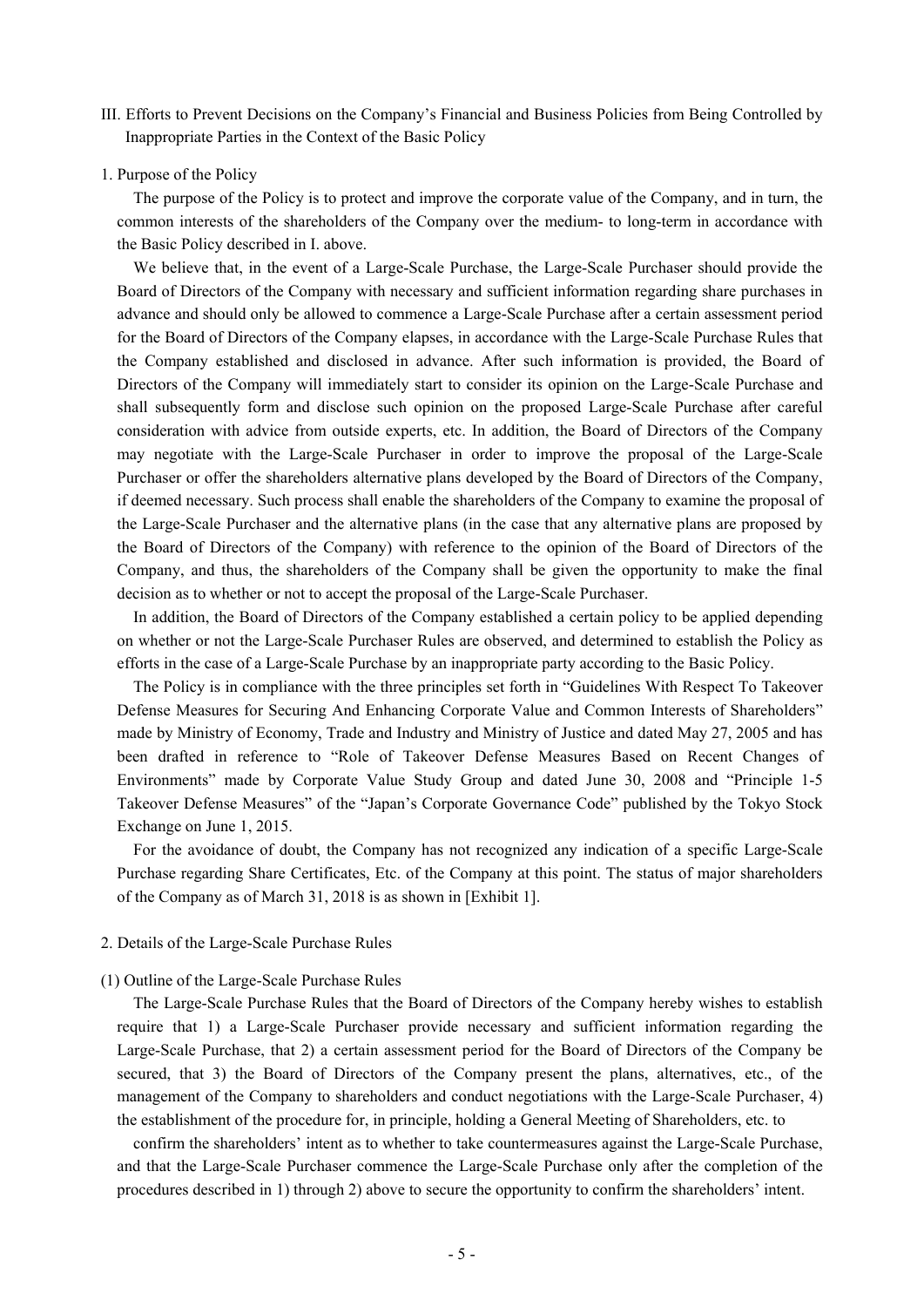## III. Efforts to Prevent Decisions on the Company's Financial and Business Policies from Being Controlled by Inappropriate Parties in the Context of the Basic Policy

### 1. Purpose of the Policy

The purpose of the Policy is to protect and improve the corporate value of the Company, and in turn, the common interests of the shareholders of the Company over the medium- to long-term in accordance with the Basic Policy described in I. above.

We believe that, in the event of a Large-Scale Purchase, the Large-Scale Purchaser should provide the Board of Directors of the Company with necessary and sufficient information regarding share purchases in advance and should only be allowed to commence a Large-Scale Purchase after a certain assessment period for the Board of Directors of the Company elapses, in accordance with the Large-Scale Purchase Rules that the Company established and disclosed in advance. After such information is provided, the Board of Directors of the Company will immediately start to consider its opinion on the Large-Scale Purchase and shall subsequently form and disclose such opinion on the proposed Large-Scale Purchase after careful consideration with advice from outside experts, etc. In addition, the Board of Directors of the Company may negotiate with the Large-Scale Purchaser in order to improve the proposal of the Large-Scale Purchaser or offer the shareholders alternative plans developed by the Board of Directors of the Company, if deemed necessary. Such process shall enable the shareholders of the Company to examine the proposal of the Large-Scale Purchaser and the alternative plans (in the case that any alternative plans are proposed by the Board of Directors of the Company) with reference to the opinion of the Board of Directors of the Company, and thus, the shareholders of the Company shall be given the opportunity to make the final decision as to whether or not to accept the proposal of the Large-Scale Purchaser.

In addition, the Board of Directors of the Company established a certain policy to be applied depending on whether or not the Large-Scale Purchaser Rules are observed, and determined to establish the Policy as efforts in the case of a Large-Scale Purchase by an inappropriate party according to the Basic Policy.

The Policy is in compliance with the three principles set forth in "Guidelines With Respect To Takeover Defense Measures for Securing And Enhancing Corporate Value and Common Interests of Shareholders" made by Ministry of Economy, Trade and Industry and Ministry of Justice and dated May 27, 2005 and has been drafted in reference to "Role of Takeover Defense Measures Based on Recent Changes of Environments" made by Corporate Value Study Group and dated June 30, 2008 and "Principle 1-5 Takeover Defense Measures" of the "Japan's Corporate Governance Code" published by the Tokyo Stock Exchange on June 1, 2015.

For the avoidance of doubt, the Company has not recognized any indication of a specific Large-Scale Purchase regarding Share Certificates, Etc. of the Company at this point. The status of major shareholders of the Company as of March 31, 2018 is as shown in [Exhibit 1].

### 2. Details of the Large-Scale Purchase Rules

#### (1) Outline of the Large-Scale Purchase Rules

The Large-Scale Purchase Rules that the Board of Directors of the Company hereby wishes to establish require that 1) a Large-Scale Purchaser provide necessary and sufficient information regarding the Large-Scale Purchase, that 2) a certain assessment period for the Board of Directors of the Company be secured, that 3) the Board of Directors of the Company present the plans, alternatives, etc., of the management of the Company to shareholders and conduct negotiations with the Large-Scale Purchaser, 4) the establishment of the procedure for, in principle, holding a General Meeting of Shareholders, etc. to

confirm the shareholders' intent as to whether to take countermeasures against the Large-Scale Purchase, and that the Large-Scale Purchaser commence the Large-Scale Purchase only after the completion of the procedures described in 1) through 2) above to secure the opportunity to confirm the shareholders' intent.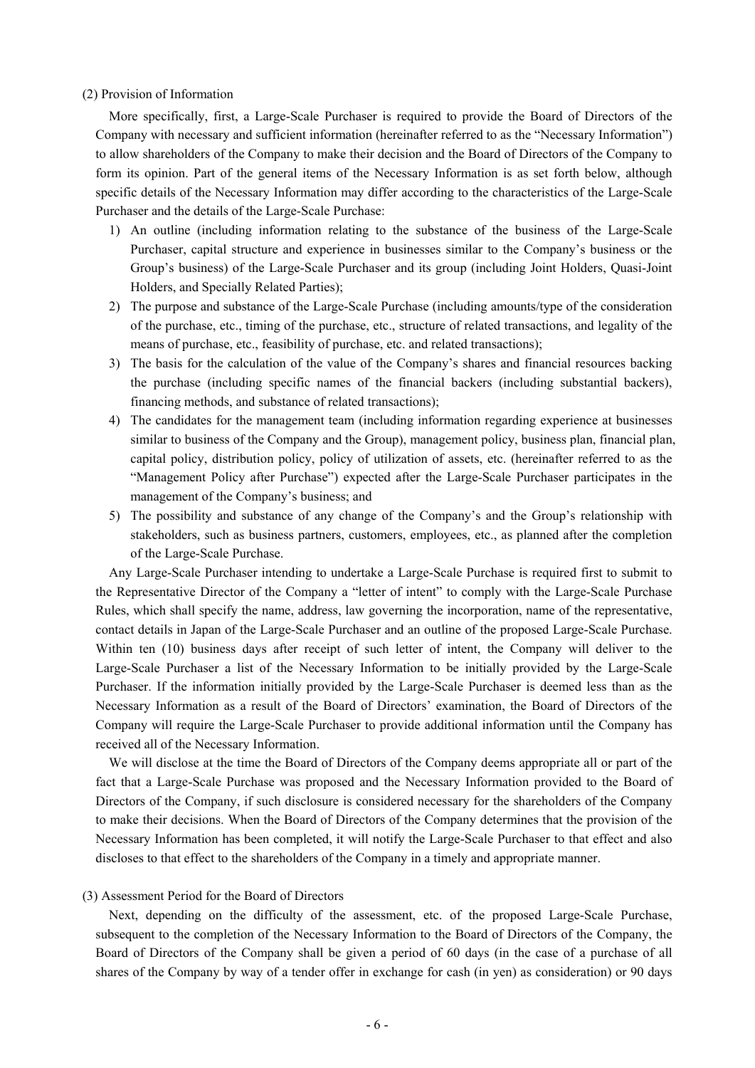(2) Provision of Information

More specifically, first, a Large-Scale Purchaser is required to provide the Board of Directors of the Company with necessary and sufficient information (hereinafter referred to as the "Necessary Information") to allow shareholders of the Company to make their decision and the Board of Directors of the Company to form its opinion. Part of the general items of the Necessary Information is as set forth below, although specific details of the Necessary Information may differ according to the characteristics of the Large-Scale Purchaser and the details of the Large-Scale Purchase:

1) An outline (including information relating to the substance of the business of the Large-Scale Purchaser, capital structure and experience in businesses similar to the Company's business or the Group's business) of the Large-Scale Purchaser and its group (including Joint Holders, Quasi-Joint Holders, and Specially Related Parties);
2) The purpose and substance of the Large-Scale Purchase (including amounts/type of the consideration of the purchase, etc., timing of the purchase, etc., structure of related transactions, and legality of the means of purchase, etc., feasibility of purchase, etc. and related transactions);
3) The basis for the calculation of the value of the Company's shares and financial resources backing the purchase (including specific names of the financial backers (including substantial backers), financing methods, and substance of related transactions);
4) The candidates for the management team (including information regarding experience at businesses similar to business of the Company and the Group), management policy, business plan, financial plan, capital policy, distribution policy, policy of utilization of assets, etc. (hereinafter referred to as the "Management Policy after Purchase") expected after the Large-Scale Purchaser participates in the management of the Company's business; and
5) The possibility and substance of any change of the Company's and the Group's relationship with stakeholders, such as business partners, customers, employees, etc., as planned after the completion of the Large-Scale Purchase.

Any Large-Scale Purchaser intending to undertake a Large-Scale Purchase is required first to submit to the Representative Director of the Company a "letter of intent" to comply with the Large-Scale Purchase Rules, which shall specify the name, address, law governing the incorporation, name of the representative, contact details in Japan of the Large-Scale Purchaser and an outline of the proposed Large-Scale Purchase. Within ten (10) business days after receipt of such letter of intent, the Company will deliver to the Large-Scale Purchaser a list of the Necessary Information to be initially provided by the Large-Scale Purchaser. If the information initially provided by the Large-Scale Purchaser is deemed less than as the Necessary Information as a result of the Board of Directors' examination, the Board of Directors of the Company will require the Large-Scale Purchaser to provide additional information until the Company has received all of the Necessary Information.

We will disclose at the time the Board of Directors of the Company deems appropriate all or part of the fact that a Large-Scale Purchase was proposed and the Necessary Information provided to the Board of Directors of the Company, if such disclosure is considered necessary for the shareholders of the Company to make their decisions. When the Board of Directors of the Company determines that the provision of the Necessary Information has been completed, it will notify the Large-Scale Purchaser to that effect and also discloses to that effect to the shareholders of the Company in a timely and appropriate manner.

(3) Assessment Period for the Board of Directors

Next, depending on the difficulty of the assessment, etc. of the proposed Large-Scale Purchase, subsequent to the completion of the Necessary Information to the Board of Directors of the Company, the Board of Directors of the Company shall be given a period of 60 days (in the case of a purchase of all shares of the Company by way of a tender offer in exchange for cash (in yen) as consideration) or 90 days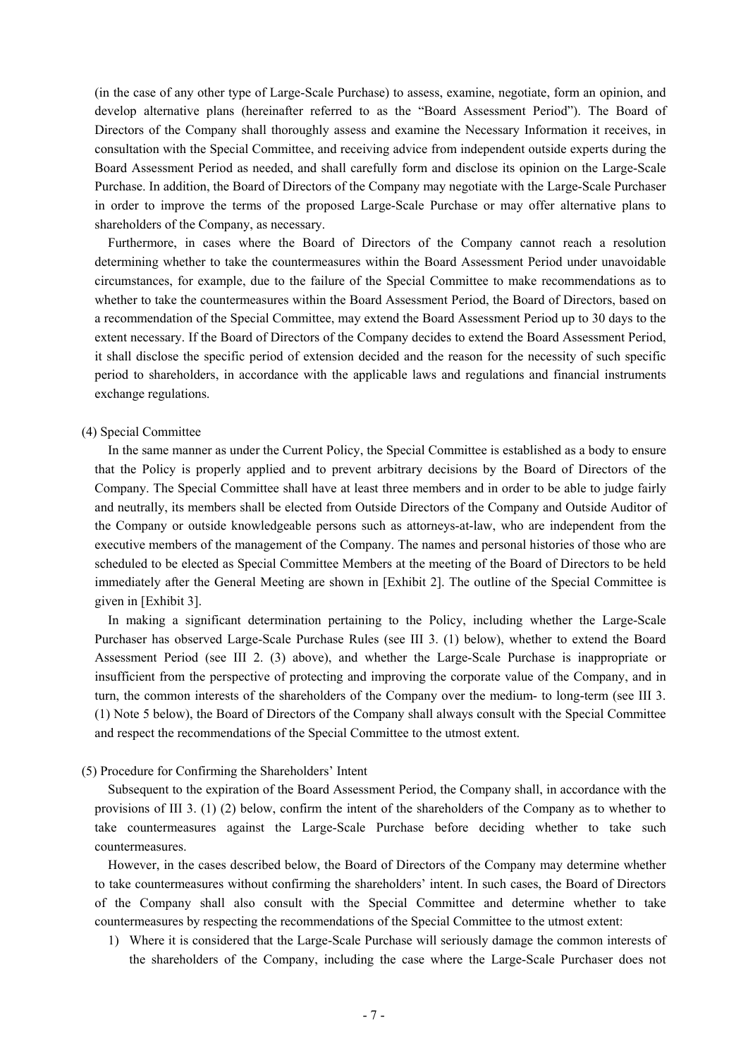(in the case of any other type of Large-Scale Purchase) to assess, examine, negotiate, form an opinion, and develop alternative plans (hereinafter referred to as the "Board Assessment Period"). The Board of Directors of the Company shall thoroughly assess and examine the Necessary Information it receives, in consultation with the Special Committee, and receiving advice from independent outside experts during the Board Assessment Period as needed, and shall carefully form and disclose its opinion on the Large-Scale Purchase. In addition, the Board of Directors of the Company may negotiate with the Large-Scale Purchaser in order to improve the terms of the proposed Large-Scale Purchase or may offer alternative plans to shareholders of the Company, as necessary.

Furthermore, in cases where the Board of Directors of the Company cannot reach a resolution determining whether to take the countermeasures within the Board Assessment Period under unavoidable circumstances, for example, due to the failure of the Special Committee to make recommendations as to whether to take the countermeasures within the Board Assessment Period, the Board of Directors, based on a recommendation of the Special Committee, may extend the Board Assessment Period up to 30 days to the extent necessary. If the Board of Directors of the Company decides to extend the Board Assessment Period, it shall disclose the specific period of extension decided and the reason for the necessity of such specific period to shareholders, in accordance with the applicable laws and regulations and financial instruments exchange regulations.

(4) Special Committee

In the same manner as under the Current Policy, the Special Committee is established as a body to ensure that the Policy is properly applied and to prevent arbitrary decisions by the Board of Directors of the Company. The Special Committee shall have at least three members and in order to be able to judge fairly and neutrally, its members shall be elected from Outside Directors of the Company and Outside Auditor of the Company or outside knowledgeable persons such as attorneys-at-law, who are independent from the executive members of the management of the Company. The names and personal histories of those who are scheduled to be elected as Special Committee Members at the meeting of the Board of Directors to be held immediately after the General Meeting are shown in [Exhibit 2]. The outline of the Special Committee is given in [Exhibit 3].

In making a significant determination pertaining to the Policy, including whether the Large-Scale Purchaser has observed Large-Scale Purchase Rules (see III 3. (1) below), whether to extend the Board Assessment Period (see III 2. (3) above), and whether the Large-Scale Purchase is inappropriate or insufficient from the perspective of protecting and improving the corporate value of the Company, and in turn, the common interests of the shareholders of the Company over the medium- to long-term (see III 3. (1) Note 5 below), the Board of Directors of the Company shall always consult with the Special Committee and respect the recommendations of the Special Committee to the utmost extent.

(5) Procedure for Confirming the Shareholders' Intent

Subsequent to the expiration of the Board Assessment Period, the Company shall, in accordance with the provisions of III 3. (1) (2) below, confirm the intent of the shareholders of the Company as to whether to take countermeasures against the Large-Scale Purchase before deciding whether to take such countermeasures.

However, in the cases described below, the Board of Directors of the Company may determine whether to take countermeasures without confirming the shareholders' intent. In such cases, the Board of Directors of the Company shall also consult with the Special Committee and determine whether to take countermeasures by respecting the recommendations of the Special Committee to the utmost extent:

1) Where it is considered that the Large-Scale Purchase will seriously damage the common interests of the shareholders of the Company, including the case where the Large-Scale Purchaser does not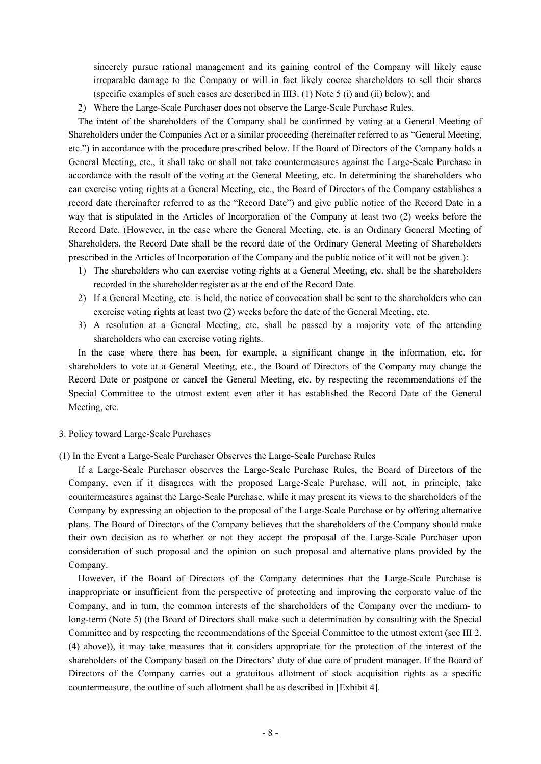sincerely pursue rational management and its gaining control of the Company will likely cause irreparable damage to the Company or will in fact likely coerce shareholders to sell their shares (specific examples of such cases are described in III3. (1) Note 5 (i) and (ii) below); and

2) Where the Large-Scale Purchaser does not observe the Large-Scale Purchase Rules.

The intent of the shareholders of the Company shall be confirmed by voting at a General Meeting of Shareholders under the Companies Act or a similar proceeding (hereinafter referred to as "General Meeting, etc.") in accordance with the procedure prescribed below. If the Board of Directors of the Company holds a General Meeting, etc., it shall take or shall not take countermeasures against the Large-Scale Purchase in accordance with the result of the voting at the General Meeting, etc. In determining the shareholders who can exercise voting rights at a General Meeting, etc., the Board of Directors of the Company establishes a record date (hereinafter referred to as the "Record Date") and give public notice of the Record Date in a way that is stipulated in the Articles of Incorporation of the Company at least two (2) weeks before the Record Date. (However, in the case where the General Meeting, etc. is an Ordinary General Meeting of Shareholders, the Record Date shall be the record date of the Ordinary General Meeting of Shareholders prescribed in the Articles of Incorporation of the Company and the public notice of it will not be given.):

1) The shareholders who can exercise voting rights at a General Meeting, etc. shall be the shareholders recorded in the shareholder register as at the end of the Record Date.
2) If a General Meeting, etc. is held, the notice of convocation shall be sent to the shareholders who can exercise voting rights at least two (2) weeks before the date of the General Meeting, etc.
3) A resolution at a General Meeting, etc. shall be passed by a majority vote of the attending shareholders who can exercise voting rights.

In the case where there has been, for example, a significant change in the information, etc. for shareholders to vote at a General Meeting, etc., the Board of Directors of the Company may change the Record Date or postpone or cancel the General Meeting, etc. by respecting the recommendations of the Special Committee to the utmost extent even after it has established the Record Date of the General Meeting, etc.

3. Policy toward Large-Scale Purchases

(1) In the Event a Large-Scale Purchaser Observes the Large-Scale Purchase Rules

If a Large-Scale Purchaser observes the Large-Scale Purchase Rules, the Board of Directors of the Company, even if it disagrees with the proposed Large-Scale Purchase, will not, in principle, take countermeasures against the Large-Scale Purchase, while it may present its views to the shareholders of the Company by expressing an objection to the proposal of the Large-Scale Purchase or by offering alternative plans. The Board of Directors of the Company believes that the shareholders of the Company should make their own decision as to whether or not they accept the proposal of the Large-Scale Purchaser upon consideration of such proposal and the opinion on such proposal and alternative plans provided by the Company.

However, if the Board of Directors of the Company determines that the Large-Scale Purchase is inappropriate or insufficient from the perspective of protecting and improving the corporate value of the Company, and in turn, the common interests of the shareholders of the Company over the medium- to long-term (Note 5) (the Board of Directors shall make such a determination by consulting with the Special Committee and by respecting the recommendations of the Special Committee to the utmost extent (see III 2. (4) above)), it may take measures that it considers appropriate for the protection of the interest of the shareholders of the Company based on the Directors' duty of due care of prudent manager. If the Board of Directors of the Company carries out a gratuitous allotment of stock acquisition rights as a specific countermeasure, the outline of such allotment shall be as described in [Exhibit 4].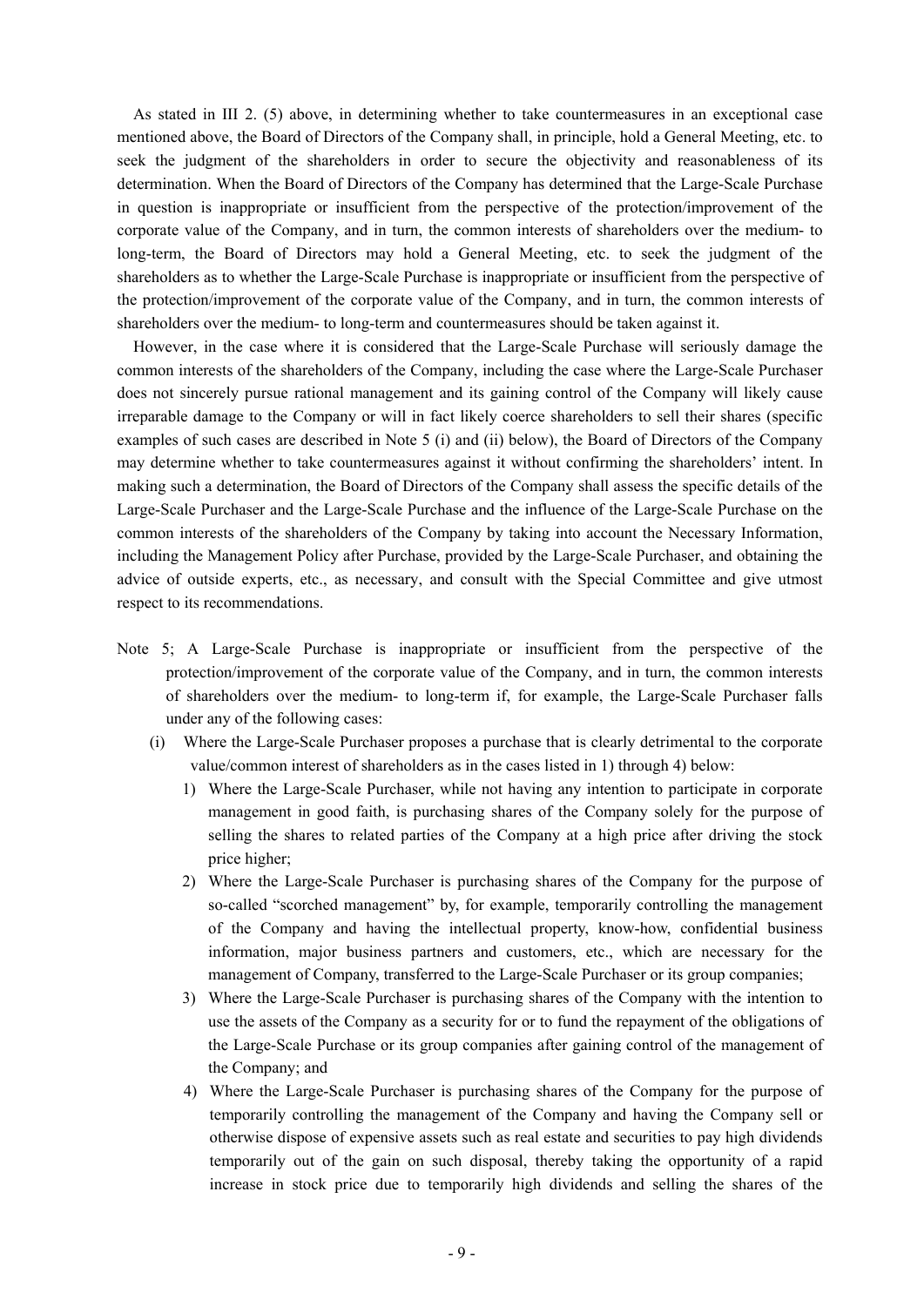As stated in III 2. (5) above, in determining whether to take countermeasures in an exceptional case mentioned above, the Board of Directors of the Company shall, in principle, hold a General Meeting, etc. to seek the judgment of the shareholders in order to secure the objectivity and reasonableness of its determination. When the Board of Directors of the Company has determined that the Large-Scale Purchase in question is inappropriate or insufficient from the perspective of the protection/improvement of the corporate value of the Company, and in turn, the common interests of shareholders over the medium- to long-term, the Board of Directors may hold a General Meeting, etc. to seek the judgment of the shareholders as to whether the Large-Scale Purchase is inappropriate or insufficient from the perspective of the protection/improvement of the corporate value of the Company, and in turn, the common interests of shareholders over the medium- to long-term and countermeasures should be taken against it.

However, in the case where it is considered that the Large-Scale Purchase will seriously damage the common interests of the shareholders of the Company, including the case where the Large-Scale Purchaser does not sincerely pursue rational management and its gaining control of the Company will likely cause irreparable damage to the Company or will in fact likely coerce shareholders to sell their shares (specific examples of such cases are described in Note 5 (i) and (ii) below), the Board of Directors of the Company may determine whether to take countermeasures against it without confirming the shareholders' intent. In making such a determination, the Board of Directors of the Company shall assess the specific details of the Large-Scale Purchaser and the Large-Scale Purchase and the influence of the Large-Scale Purchase on the common interests of the shareholders of the Company by taking into account the Necessary Information, including the Management Policy after Purchase, provided by the Large-Scale Purchaser, and obtaining the advice of outside experts, etc., as necessary, and consult with the Special Committee and give utmost respect to its recommendations.

Note 5; A Large-Scale Purchase is inappropriate or insufficient from the perspective of the protection/improvement of the corporate value of the Company, and in turn, the common interests of shareholders over the medium- to long-term if, for example, the Large-Scale Purchaser falls under any of the following cases:

(i) Where the Large-Scale Purchaser proposes a purchase that is clearly detrimental to the corporate value/common interest of shareholders as in the cases listed in 1) through 4) below:

1) Where the Large-Scale Purchaser, while not having any intention to participate in corporate management in good faith, is purchasing shares of the Company solely for the purpose of selling the shares to related parties of the Company at a high price after driving the stock price higher;

2) Where the Large-Scale Purchaser is purchasing shares of the Company for the purpose of so-called "scorched management" by, for example, temporarily controlling the management of the Company and having the intellectual property, know-how, confidential business information, major business partners and customers, etc., which are necessary for the management of Company, transferred to the Large-Scale Purchaser or its group companies;

3) Where the Large-Scale Purchaser is purchasing shares of the Company with the intention to use the assets of the Company as a security for or to fund the repayment of the obligations of the Large-Scale Purchase or its group companies after gaining control of the management of the Company; and

4) Where the Large-Scale Purchaser is purchasing shares of the Company for the purpose of temporarily controlling the management of the Company and having the Company sell or otherwise dispose of expensive assets such as real estate and securities to pay high dividends temporarily out of the gain on such disposal, thereby taking the opportunity of a rapid increase in stock price due to temporarily high dividends and selling the shares of the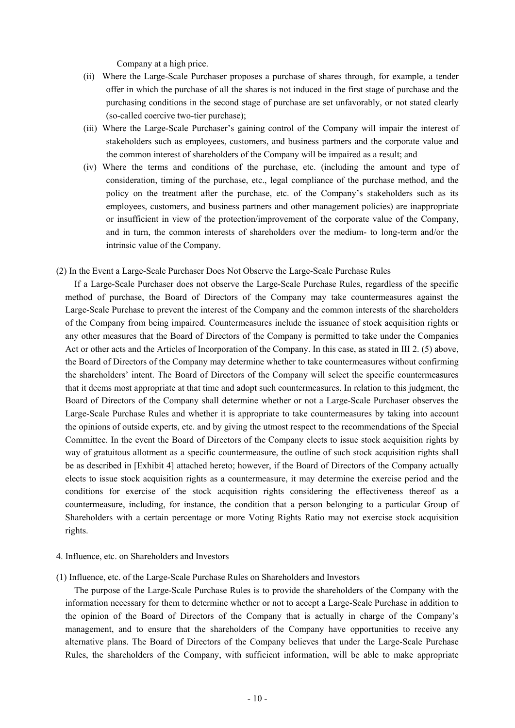Company at a high price.

(ii) Where the Large-Scale Purchaser proposes a purchase of shares through, for example, a tender offer in which the purchase of all the shares is not induced in the first stage of purchase and the purchasing conditions in the second stage of purchase are set unfavorably, or not stated clearly (so-called coercive two-tier purchase);

(iii) Where the Large-Scale Purchaser's gaining control of the Company will impair the interest of stakeholders such as employees, customers, and business partners and the corporate value and the common interest of shareholders of the Company will be impaired as a result; and

(iv) Where the terms and conditions of the purchase, etc. (including the amount and type of consideration, timing of the purchase, etc., legal compliance of the purchase method, and the policy on the treatment after the purchase, etc. of the Company's stakeholders such as its employees, customers, and business partners and other management policies) are inappropriate or insufficient in view of the protection/improvement of the corporate value of the Company, and in turn, the common interests of shareholders over the medium- to long-term and/or the intrinsic value of the Company.

(2) In the Event a Large-Scale Purchaser Does Not Observe the Large-Scale Purchase Rules

If a Large-Scale Purchaser does not observe the Large-Scale Purchase Rules, regardless of the specific method of purchase, the Board of Directors of the Company may take countermeasures against the Large-Scale Purchase to prevent the interest of the Company and the common interests of the shareholders of the Company from being impaired. Countermeasures include the issuance of stock acquisition rights or any other measures that the Board of Directors of the Company is permitted to take under the Companies Act or other acts and the Articles of Incorporation of the Company. In this case, as stated in III 2. (5) above, the Board of Directors of the Company may determine whether to take countermeasures without confirming the shareholders' intent. The Board of Directors of the Company will select the specific countermeasures that it deems most appropriate at that time and adopt such countermeasures. In relation to this judgment, the Board of Directors of the Company shall determine whether or not a Large-Scale Purchaser observes the Large-Scale Purchase Rules and whether it is appropriate to take countermeasures by taking into account the opinions of outside experts, etc. and by giving the utmost respect to the recommendations of the Special Committee. In the event the Board of Directors of the Company elects to issue stock acquisition rights by way of gratuitous allotment as a specific countermeasure, the outline of such stock acquisition rights shall be as described in [Exhibit 4] attached hereto; however, if the Board of Directors of the Company actually elects to issue stock acquisition rights as a countermeasure, it may determine the exercise period and the conditions for exercise of the stock acquisition rights considering the effectiveness thereof as a countermeasure, including, for instance, the condition that a person belonging to a particular Group of Shareholders with a certain percentage or more Voting Rights Ratio may not exercise stock acquisition rights.

4. Influence, etc. on Shareholders and Investors

(1) Influence, etc. of the Large-Scale Purchase Rules on Shareholders and Investors

The purpose of the Large-Scale Purchase Rules is to provide the shareholders of the Company with the information necessary for them to determine whether or not to accept a Large-Scale Purchase in addition to the opinion of the Board of Directors of the Company that is actually in charge of the Company's management, and to ensure that the shareholders of the Company have opportunities to receive any alternative plans. The Board of Directors of the Company believes that under the Large-Scale Purchase Rules, the shareholders of the Company, with sufficient information, will be able to make appropriate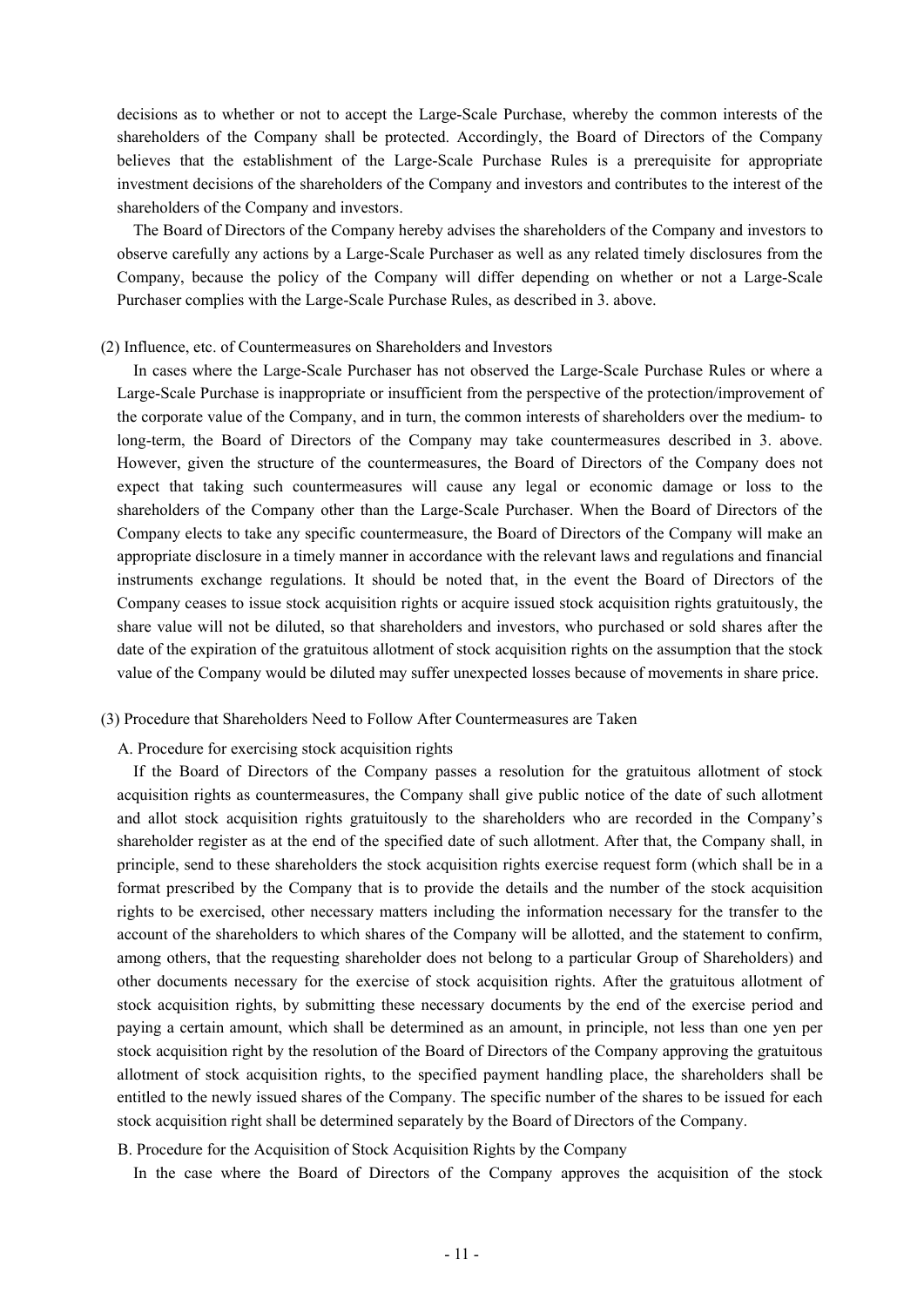decisions as to whether or not to accept the Large-Scale Purchase, whereby the common interests of the shareholders of the Company shall be protected. Accordingly, the Board of Directors of the Company believes that the establishment of the Large-Scale Purchase Rules is a prerequisite for appropriate investment decisions of the shareholders of the Company and investors and contributes to the interest of the shareholders of the Company and investors.

The Board of Directors of the Company hereby advises the shareholders of the Company and investors to observe carefully any actions by a Large-Scale Purchaser as well as any related timely disclosures from the Company, because the policy of the Company will differ depending on whether or not a Large-Scale Purchaser complies with the Large-Scale Purchase Rules, as described in 3. above.

(2) Influence, etc. of Countermeasures on Shareholders and Investors

In cases where the Large-Scale Purchaser has not observed the Large-Scale Purchase Rules or where a Large-Scale Purchase is inappropriate or insufficient from the perspective of the protection/improvement of the corporate value of the Company, and in turn, the common interests of shareholders over the medium- to long-term, the Board of Directors of the Company may take countermeasures described in 3. above. However, given the structure of the countermeasures, the Board of Directors of the Company does not expect that taking such countermeasures will cause any legal or economic damage or loss to the shareholders of the Company other than the Large-Scale Purchaser. When the Board of Directors of the Company elects to take any specific countermeasure, the Board of Directors of the Company will make an appropriate disclosure in a timely manner in accordance with the relevant laws and regulations and financial instruments exchange regulations. It should be noted that, in the event the Board of Directors of the Company ceases to issue stock acquisition rights or acquire issued stock acquisition rights gratuitously, the share value will not be diluted, so that shareholders and investors, who purchased or sold shares after the date of the expiration of the gratuitous allotment of stock acquisition rights on the assumption that the stock value of the Company would be diluted may suffer unexpected losses because of movements in share price.

(3) Procedure that Shareholders Need to Follow After Countermeasures are Taken

A. Procedure for exercising stock acquisition rights

If the Board of Directors of the Company passes a resolution for the gratuitous allotment of stock acquisition rights as countermeasures, the Company shall give public notice of the date of such allotment and allot stock acquisition rights gratuitously to the shareholders who are recorded in the Company's shareholder register as at the end of the specified date of such allotment. After that, the Company shall, in principle, send to these shareholders the stock acquisition rights exercise request form (which shall be in a format prescribed by the Company that is to provide the details and the number of the stock acquisition rights to be exercised, other necessary matters including the information necessary for the transfer to the account of the shareholders to which shares of the Company will be allotted, and the statement to confirm, among others, that the requesting shareholder does not belong to a particular Group of Shareholders) and other documents necessary for the exercise of stock acquisition rights. After the gratuitous allotment of stock acquisition rights, by submitting these necessary documents by the end of the exercise period and paying a certain amount, which shall be determined as an amount, in principle, not less than one yen per stock acquisition right by the resolution of the Board of Directors of the Company approving the gratuitous allotment of stock acquisition rights, to the specified payment handling place, the shareholders shall be entitled to the newly issued shares of the Company. The specific number of the shares to be issued for each stock acquisition right shall be determined separately by the Board of Directors of the Company.

B. Procedure for the Acquisition of Stock Acquisition Rights by the Company

In the case where the Board of Directors of the Company approves the acquisition of the stock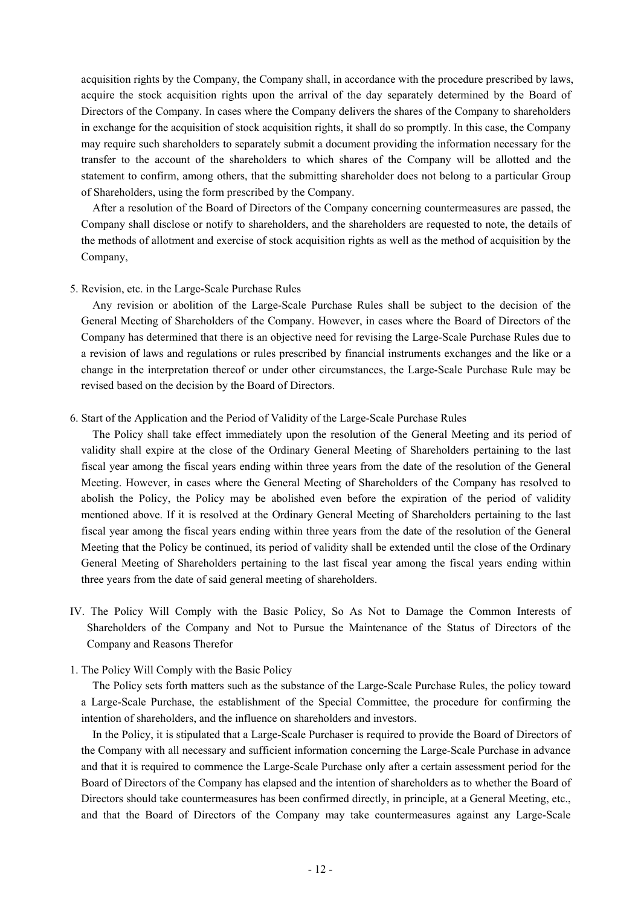acquisition rights by the Company, the Company shall, in accordance with the procedure prescribed by laws, acquire the stock acquisition rights upon the arrival of the day separately determined by the Board of Directors of the Company. In cases where the Company delivers the shares of the Company to shareholders in exchange for the acquisition of stock acquisition rights, it shall do so promptly. In this case, the Company may require such shareholders to separately submit a document providing the information necessary for the transfer to the account of the shareholders to which shares of the Company will be allotted and the statement to confirm, among others, that the submitting shareholder does not belong to a particular Group of Shareholders, using the form prescribed by the Company.

After a resolution of the Board of Directors of the Company concerning countermeasures are passed, the Company shall disclose or notify to shareholders, and the shareholders are requested to note, the details of the methods of allotment and exercise of stock acquisition rights as well as the method of acquisition by the Company,

### 5. Revision, etc. in the Large-Scale Purchase Rules

Any revision or abolition of the Large-Scale Purchase Rules shall be subject to the decision of the General Meeting of Shareholders of the Company. However, in cases where the Board of Directors of the Company has determined that there is an objective need for revising the Large-Scale Purchase Rules due to a revision of laws and regulations or rules prescribed by financial instruments exchanges and the like or a change in the interpretation thereof or under other circumstances, the Large-Scale Purchase Rule may be revised based on the decision by the Board of Directors.

### 6. Start of the Application and the Period of Validity of the Large-Scale Purchase Rules

The Policy shall take effect immediately upon the resolution of the General Meeting and its period of validity shall expire at the close of the Ordinary General Meeting of Shareholders pertaining to the last fiscal year among the fiscal years ending within three years from the date of the resolution of the General Meeting. However, in cases where the General Meeting of Shareholders of the Company has resolved to abolish the Policy, the Policy may be abolished even before the expiration of the period of validity mentioned above. If it is resolved at the Ordinary General Meeting of Shareholders pertaining to the last fiscal year among the fiscal years ending within three years from the date of the resolution of the General Meeting that the Policy be continued, its period of validity shall be extended until the close of the Ordinary General Meeting of Shareholders pertaining to the last fiscal year among the fiscal years ending within three years from the date of said general meeting of shareholders.

## IV. The Policy Will Comply with the Basic Policy, So As Not to Damage the Common Interests of Shareholders of the Company and Not to Pursue the Maintenance of the Status of Directors of the Company and Reasons Therefor

### 1. The Policy Will Comply with the Basic Policy

The Policy sets forth matters such as the substance of the Large-Scale Purchase Rules, the policy toward a Large-Scale Purchase, the establishment of the Special Committee, the procedure for confirming the intention of shareholders, and the influence on shareholders and investors.

In the Policy, it is stipulated that a Large-Scale Purchaser is required to provide the Board of Directors of the Company with all necessary and sufficient information concerning the Large-Scale Purchase in advance and that it is required to commence the Large-Scale Purchase only after a certain assessment period for the Board of Directors of the Company has elapsed and the intention of shareholders as to whether the Board of Directors should take countermeasures has been confirmed directly, in principle, at a General Meeting, etc., and that the Board of Directors of the Company may take countermeasures against any Large-Scale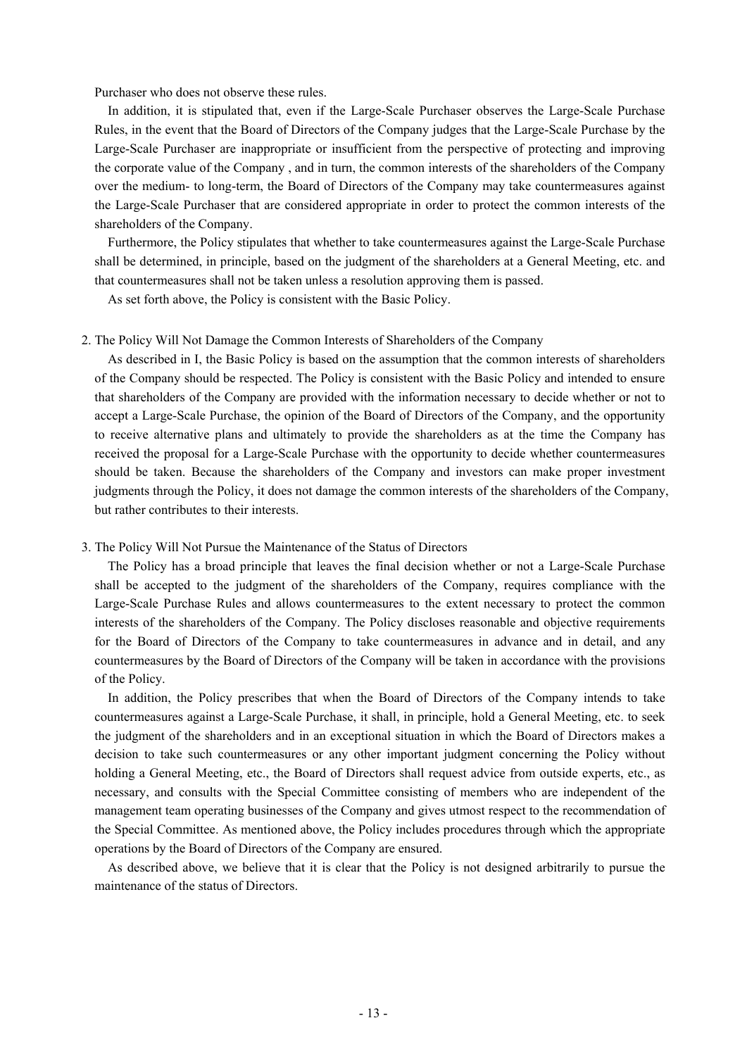Purchaser who does not observe these rules.

In addition, it is stipulated that, even if the Large-Scale Purchaser observes the Large-Scale Purchase Rules, in the event that the Board of Directors of the Company judges that the Large-Scale Purchase by the Large-Scale Purchaser are inappropriate or insufficient from the perspective of protecting and improving the corporate value of the Company , and in turn, the common interests of the shareholders of the Company over the medium- to long-term, the Board of Directors of the Company may take countermeasures against the Large-Scale Purchaser that are considered appropriate in order to protect the common interests of the shareholders of the Company.

Furthermore, the Policy stipulates that whether to take countermeasures against the Large-Scale Purchase shall be determined, in principle, based on the judgment of the shareholders at a General Meeting, etc. and that countermeasures shall not be taken unless a resolution approving them is passed.

As set forth above, the Policy is consistent with the Basic Policy.

2. The Policy Will Not Damage the Common Interests of Shareholders of the Company

As described in I, the Basic Policy is based on the assumption that the common interests of shareholders of the Company should be respected. The Policy is consistent with the Basic Policy and intended to ensure that shareholders of the Company are provided with the information necessary to decide whether or not to accept a Large-Scale Purchase, the opinion of the Board of Directors of the Company, and the opportunity to receive alternative plans and ultimately to provide the shareholders as at the time the Company has received the proposal for a Large-Scale Purchase with the opportunity to decide whether countermeasures should be taken. Because the shareholders of the Company and investors can make proper investment judgments through the Policy, it does not damage the common interests of the shareholders of the Company, but rather contributes to their interests.

3. The Policy Will Not Pursue the Maintenance of the Status of Directors

The Policy has a broad principle that leaves the final decision whether or not a Large-Scale Purchase shall be accepted to the judgment of the shareholders of the Company, requires compliance with the Large-Scale Purchase Rules and allows countermeasures to the extent necessary to protect the common interests of the shareholders of the Company. The Policy discloses reasonable and objective requirements for the Board of Directors of the Company to take countermeasures in advance and in detail, and any countermeasures by the Board of Directors of the Company will be taken in accordance with the provisions of the Policy.

In addition, the Policy prescribes that when the Board of Directors of the Company intends to take countermeasures against a Large-Scale Purchase, it shall, in principle, hold a General Meeting, etc. to seek the judgment of the shareholders and in an exceptional situation in which the Board of Directors makes a decision to take such countermeasures or any other important judgment concerning the Policy without holding a General Meeting, etc., the Board of Directors shall request advice from outside experts, etc., as necessary, and consults with the Special Committee consisting of members who are independent of the management team operating businesses of the Company and gives utmost respect to the recommendation of the Special Committee. As mentioned above, the Policy includes procedures through which the appropriate operations by the Board of Directors of the Company are ensured.

As described above, we believe that it is clear that the Policy is not designed arbitrarily to pursue the maintenance of the status of Directors.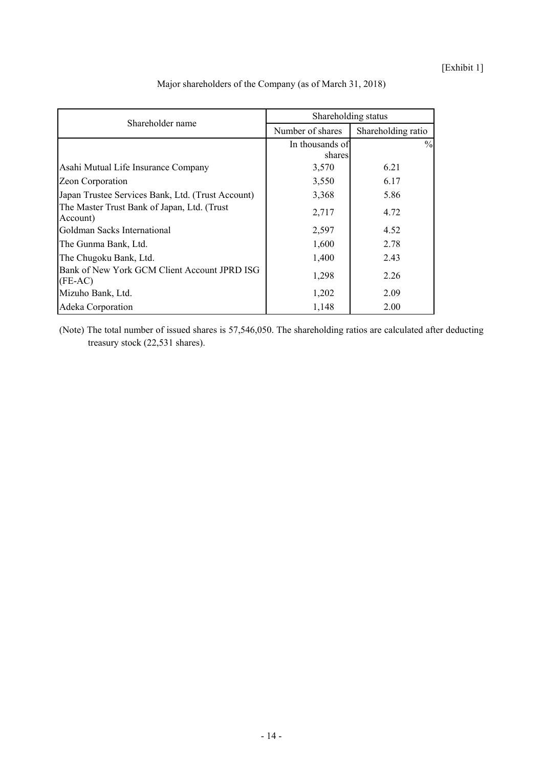[Exhibit 1]

Major shareholders of the Company (as of March 31, 2018)

| Shareholder name | Shareholding status | |
|---|---|---|
| | Number of shares | Shareholding ratio |
| | In thousands of shares | % |
| Asahi Mutual Life Insurance Company | 3,570 | 6.21 |
| Zeon Corporation | 3,550 | 6.17 |
| Japan Trustee Services Bank, Ltd. (Trust Account) | 3,368 | 5.86 |
| The Master Trust Bank of Japan, Ltd. (Trust Account) | 2,717 | 4.72 |
| Goldman Sacks International | 2,597 | 4.52 |
| The Gunma Bank, Ltd. | 1,600 | 2.78 |
| The Chugoku Bank, Ltd. | 1,400 | 2.43 |
| Bank of New York GCM Client Account JPRD ISG (FE-AC) | 1,298 | 2.26 |
| Mizuho Bank, Ltd. | 1,202 | 2.09 |
| Adeka Corporation | 1,148 | 2.00 |

(Note) The total number of issued shares is 57,546,050. The shareholding ratios are calculated after deducting treasury stock (22,531 shares).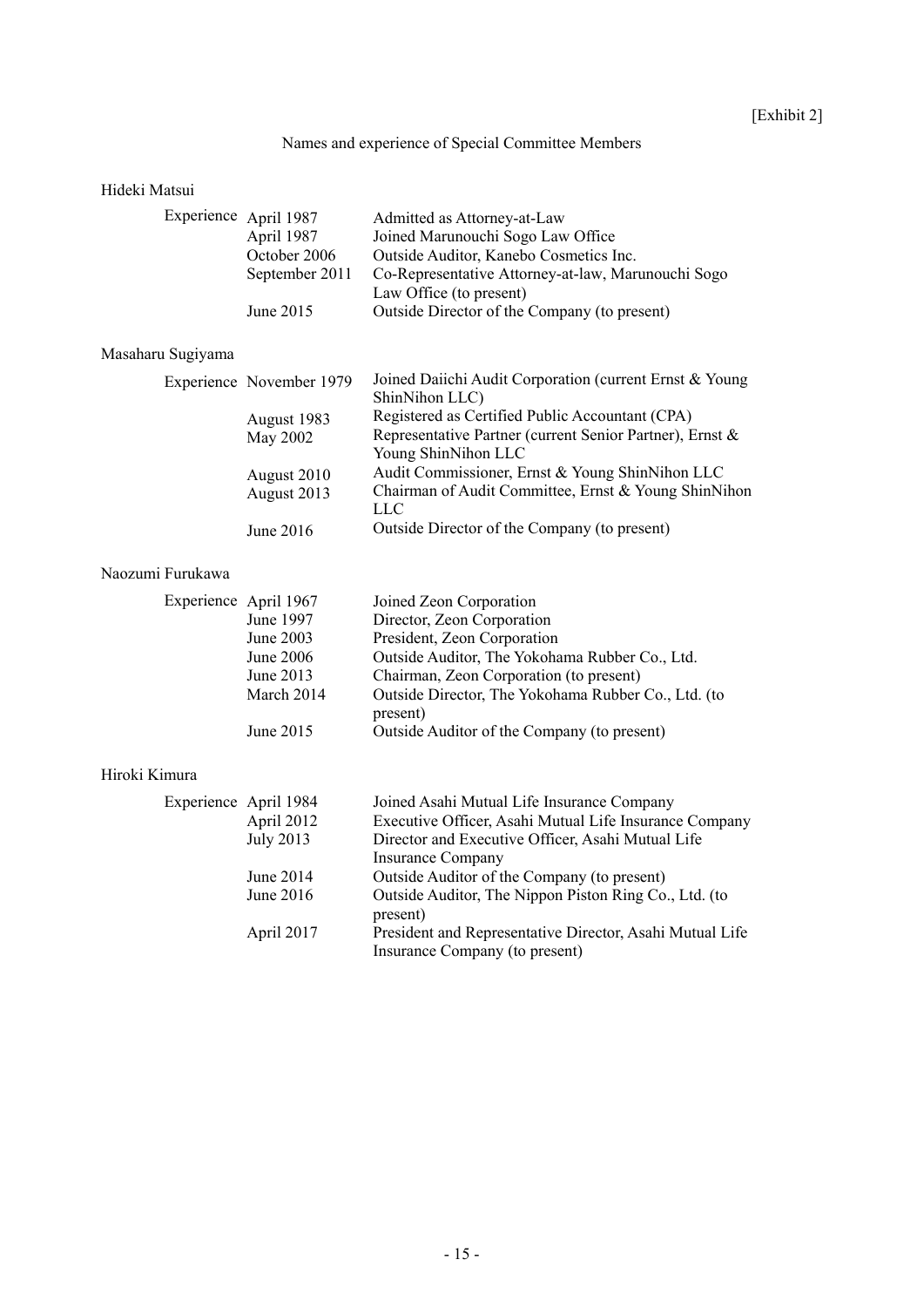[Exhibit 2]

# Names and experience of Special Committee Members

## Hideki Matsui

| Experience | | |
|---|---|---|
| | April 1987 | Admitted as Attorney-at-Law |
| | April 1987 | Joined Marunouchi Sogo Law Office |
| | October 2006 | Outside Auditor, Kanebo Cosmetics Inc. |
| | September 2011 | Co-Representative Attorney-at-law, Marunouchi Sogo Law Office (to present) |
| | June 2015 | Outside Director of the Company (to present) |

## Masaharu Sugiyama

| Experience | | |
|---|---|---|
| | November 1979 | Joined Daiichi Audit Corporation (current Ernst & Young ShinNihon LLC) |
| | August 1983 | Registered as Certified Public Accountant (CPA) |
| | May 2002 | Representative Partner (current Senior Partner), Ernst & Young ShinNihon LLC |
| | August 2010 | Audit Commissioner, Ernst & Young ShinNihon LLC |
| | August 2013 | Chairman of Audit Committee, Ernst & Young ShinNihon LLC |
| | June 2016 | Outside Director of the Company (to present) |

## Naozumi Furukawa

| Experience | | |
|---|---|---|
| | April 1967 | Joined Zeon Corporation |
| | June 1997 | Director, Zeon Corporation |
| | June 2003 | President, Zeon Corporation |
| | June 2006 | Outside Auditor, The Yokohama Rubber Co., Ltd. |
| | June 2013 | Chairman, Zeon Corporation (to present) |
| | March 2014 | Outside Director, The Yokohama Rubber Co., Ltd. (to present) |
| | June 2015 | Outside Auditor of the Company (to present) |

## Hiroki Kimura

| Experience | | |
|---|---|---|
| | April 1984 | Joined Asahi Mutual Life Insurance Company |
| | April 2012 | Executive Officer, Asahi Mutual Life Insurance Company |
| | July 2013 | Director and Executive Officer, Asahi Mutual Life Insurance Company |
| | June 2014 | Outside Auditor of the Company (to present) |
| | June 2016 | Outside Auditor, The Nippon Piston Ring Co., Ltd. (to present) |
| | April 2017 | President and Representative Director, Asahi Mutual Life Insurance Company (to present) |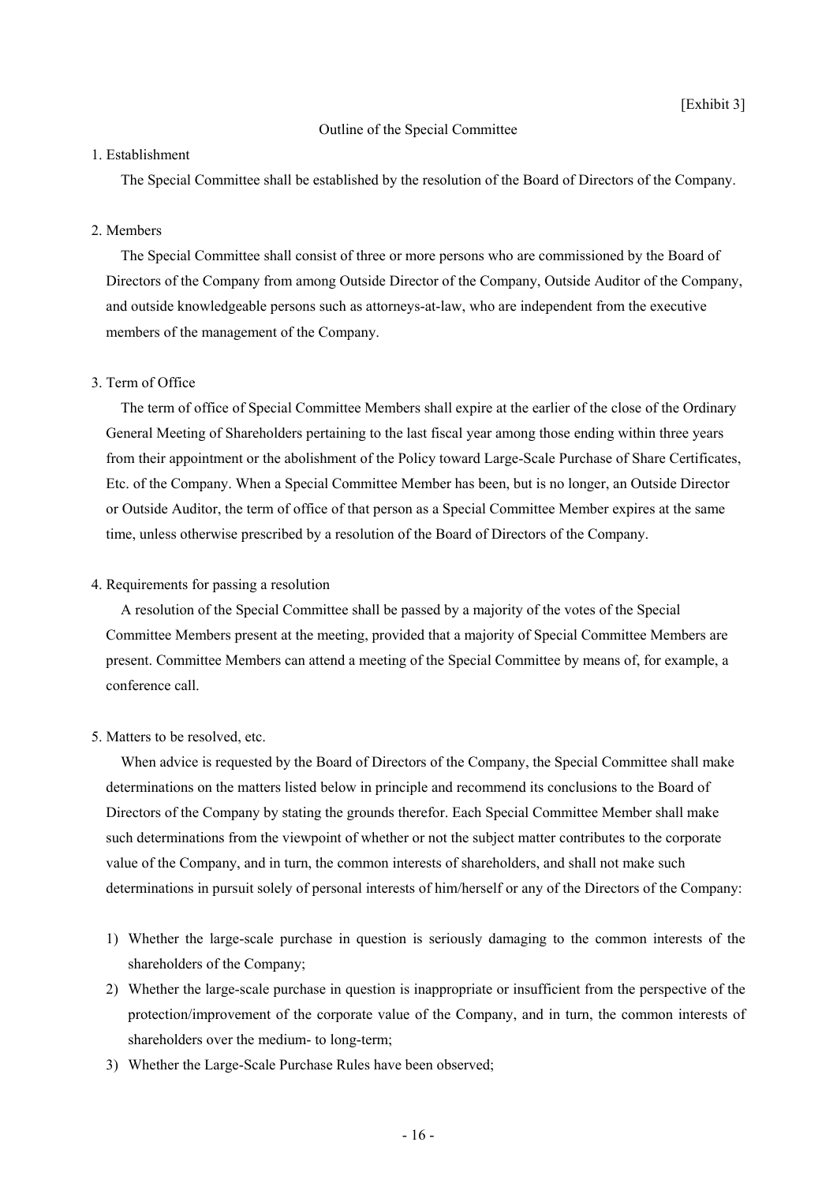[Exhibit 3]

Outline of the Special Committee

1. Establishment

The Special Committee shall be established by the resolution of the Board of Directors of the Company.

2. Members

The Special Committee shall consist of three or more persons who are commissioned by the Board of Directors of the Company from among Outside Director of the Company, Outside Auditor of the Company, and outside knowledgeable persons such as attorneys-at-law, who are independent from the executive members of the management of the Company.

3. Term of Office

The term of office of Special Committee Members shall expire at the earlier of the close of the Ordinary General Meeting of Shareholders pertaining to the last fiscal year among those ending within three years from their appointment or the abolishment of the Policy toward Large-Scale Purchase of Share Certificates, Etc. of the Company. When a Special Committee Member has been, but is no longer, an Outside Director or Outside Auditor, the term of office of that person as a Special Committee Member expires at the same time, unless otherwise prescribed by a resolution of the Board of Directors of the Company.

4. Requirements for passing a resolution

A resolution of the Special Committee shall be passed by a majority of the votes of the Special Committee Members present at the meeting, provided that a majority of Special Committee Members are present. Committee Members can attend a meeting of the Special Committee by means of, for example, a conference call.

5. Matters to be resolved, etc.

When advice is requested by the Board of Directors of the Company, the Special Committee shall make determinations on the matters listed below in principle and recommend its conclusions to the Board of Directors of the Company by stating the grounds therefor. Each Special Committee Member shall make such determinations from the viewpoint of whether or not the subject matter contributes to the corporate value of the Company, and in turn, the common interests of shareholders, and shall not make such determinations in pursuit solely of personal interests of him/herself or any of the Directors of the Company:

1) Whether the large-scale purchase in question is seriously damaging to the common interests of the shareholders of the Company;
2) Whether the large-scale purchase in question is inappropriate or insufficient from the perspective of the protection/improvement of the corporate value of the Company, and in turn, the common interests of shareholders over the medium- to long-term;
3) Whether the Large-Scale Purchase Rules have been observed;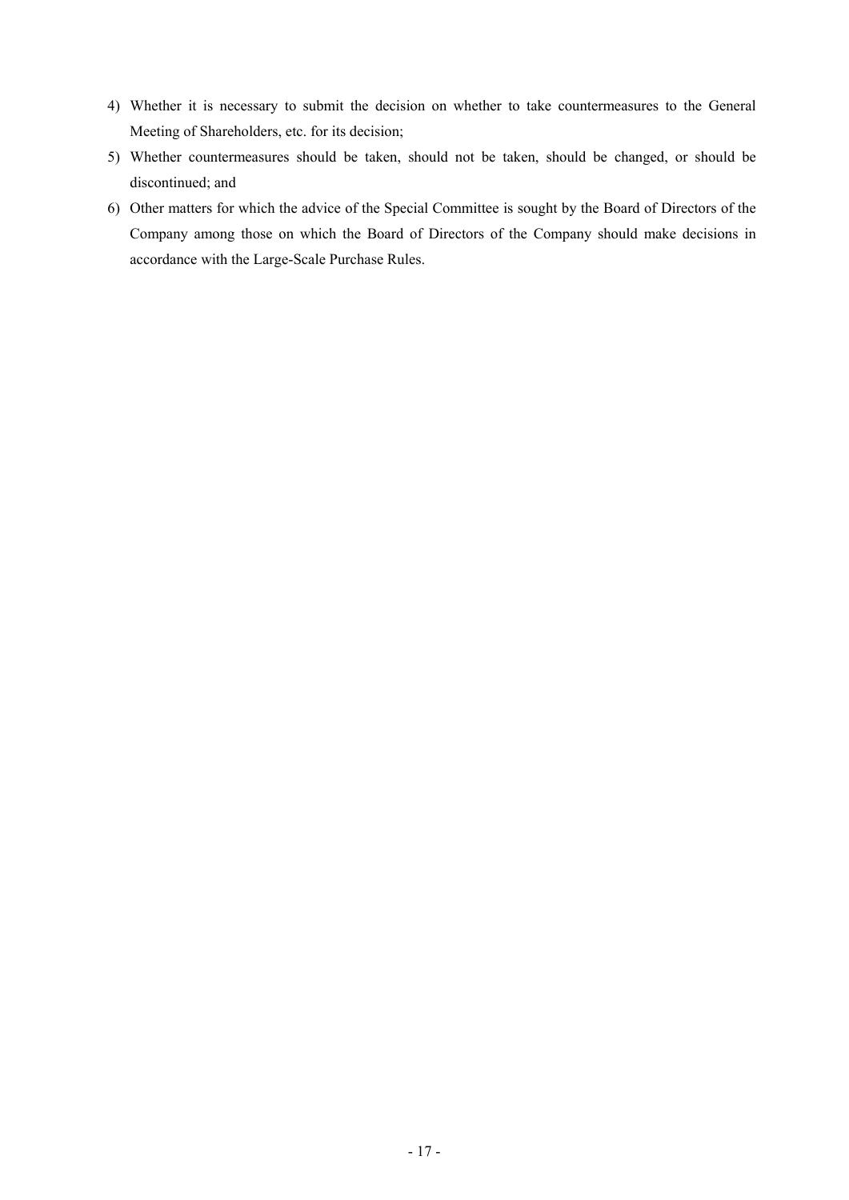4) Whether it is necessary to submit the decision on whether to take countermeasures to the General Meeting of Shareholders, etc. for its decision;
5) Whether countermeasures should be taken, should not be taken, should be changed, or should be discontinued; and
6) Other matters for which the advice of the Special Committee is sought by the Board of Directors of the Company among those on which the Board of Directors of the Company should make decisions in accordance with the Large-Scale Purchase Rules.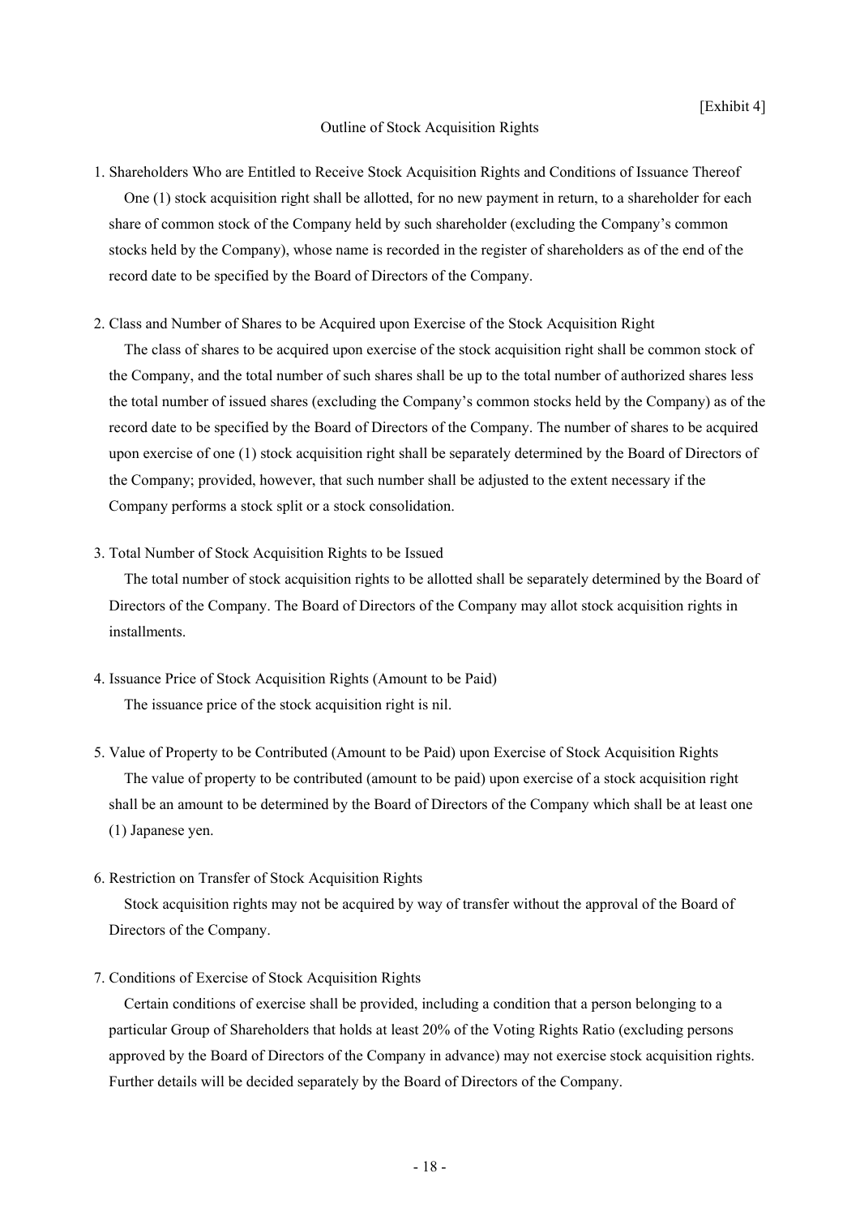[Exhibit 4]

# Outline of Stock Acquisition Rights

1. Shareholders Who are Entitled to Receive Stock Acquisition Rights and Conditions of Issuance Thereof

   One (1) stock acquisition right shall be allotted, for no new payment in return, to a shareholder for each share of common stock of the Company held by such shareholder (excluding the Company's common stocks held by the Company), whose name is recorded in the register of shareholders as of the end of the record date to be specified by the Board of Directors of the Company.

2. Class and Number of Shares to be Acquired upon Exercise of the Stock Acquisition Right

   The class of shares to be acquired upon exercise of the stock acquisition right shall be common stock of the Company, and the total number of such shares shall be up to the total number of authorized shares less the total number of issued shares (excluding the Company's common stocks held by the Company) as of the record date to be specified by the Board of Directors of the Company. The number of shares to be acquired upon exercise of one (1) stock acquisition right shall be separately determined by the Board of Directors of the Company; provided, however, that such number shall be adjusted to the extent necessary if the Company performs a stock split or a stock consolidation.

3. Total Number of Stock Acquisition Rights to be Issued

   The total number of stock acquisition rights to be allotted shall be separately determined by the Board of Directors of the Company. The Board of Directors of the Company may allot stock acquisition rights in installments.

4. Issuance Price of Stock Acquisition Rights (Amount to be Paid)

   The issuance price of the stock acquisition right is nil.

5. Value of Property to be Contributed (Amount to be Paid) upon Exercise of Stock Acquisition Rights

   The value of property to be contributed (amount to be paid) upon exercise of a stock acquisition right shall be an amount to be determined by the Board of Directors of the Company which shall be at least one (1) Japanese yen.

6. Restriction on Transfer of Stock Acquisition Rights

   Stock acquisition rights may not be acquired by way of transfer without the approval of the Board of Directors of the Company.

7. Conditions of Exercise of Stock Acquisition Rights

   Certain conditions of exercise shall be provided, including a condition that a person belonging to a particular Group of Shareholders that holds at least 20% of the Voting Rights Ratio (excluding persons approved by the Board of Directors of the Company in advance) may not exercise stock acquisition rights. Further details will be decided separately by the Board of Directors of the Company.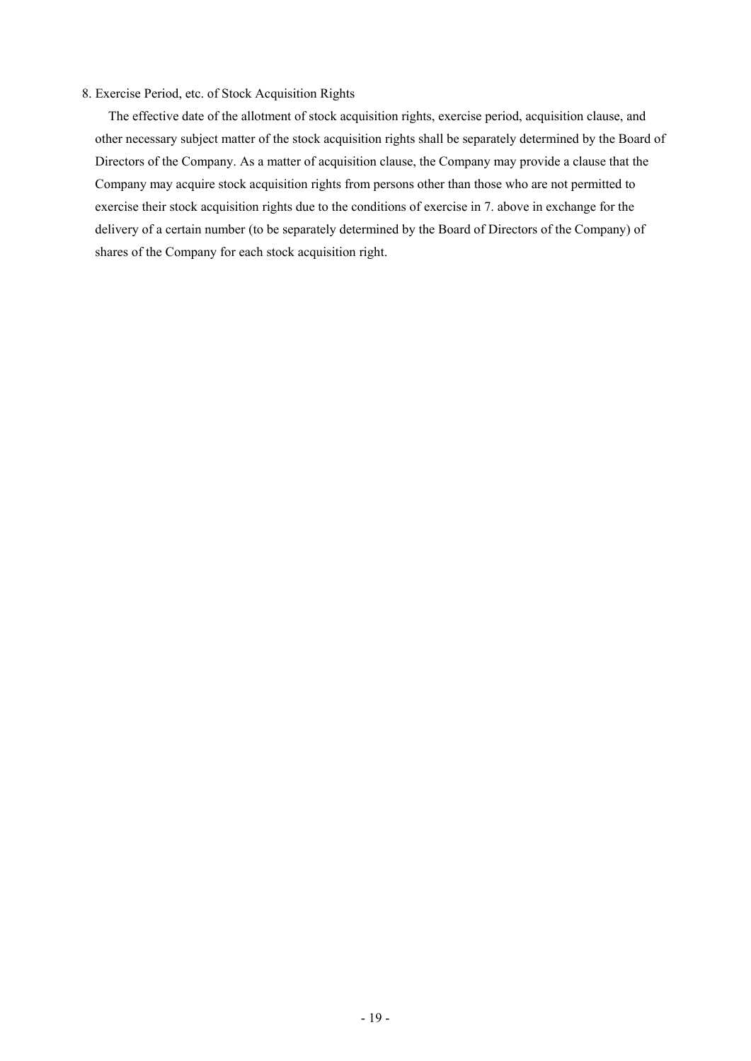8. Exercise Period, etc. of Stock Acquisition Rights

The effective date of the allotment of stock acquisition rights, exercise period, acquisition clause, and other necessary subject matter of the stock acquisition rights shall be separately determined by the Board of Directors of the Company. As a matter of acquisition clause, the Company may provide a clause that the Company may acquire stock acquisition rights from persons other than those who are not permitted to exercise their stock acquisition rights due to the conditions of exercise in 7. above in exchange for the delivery of a certain number (to be separately determined by the Board of Directors of the Company) of shares of the Company for each stock acquisition right.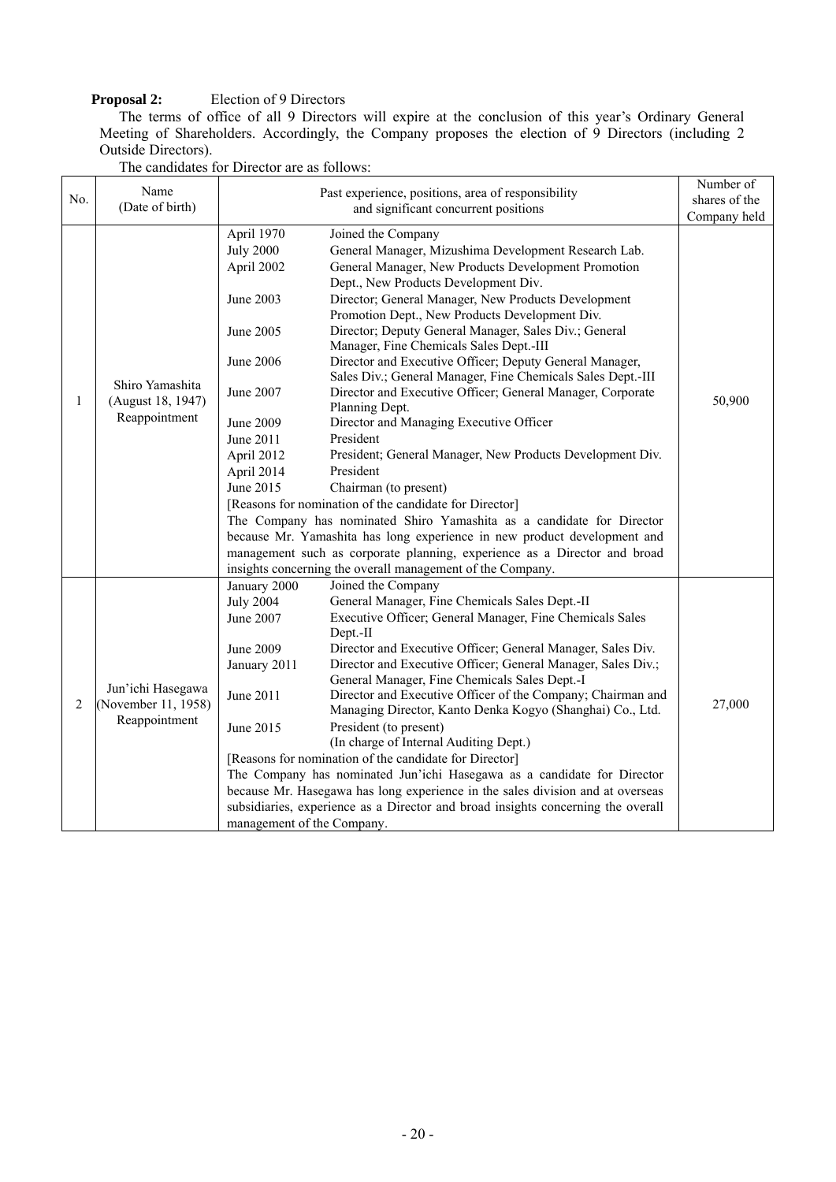**Proposal 2:** Election of 9 Directors

The terms of office of all 9 Directors will expire at the conclusion of this year's Ordinary General Meeting of Shareholders. Accordingly, the Company proposes the election of 9 Directors (including 2 Outside Directors).

The candidates for Director are as follows:

| No. | Name (Date of birth) | Past experience, positions, area of responsibility and significant concurrent positions | Number of shares of the Company held |
|---|---|---|---|
| 1 | Shiro Yamashita (August 18, 1947) Reappointment | April 1970 Joined the Company<br>July 2000 General Manager, Mizushima Development Research Lab.<br>April 2002 General Manager, New Products Development Promotion Dept., New Products Development Div.<br>June 2003 Director; General Manager, New Products Development Promotion Dept., New Products Development Div.<br>June 2005 Director; Deputy General Manager, Sales Div.; General Manager, Fine Chemicals Sales Dept.-III<br>June 2006 Director and Executive Officer; Deputy General Manager, Sales Div.; General Manager, Fine Chemicals Sales Dept.-III<br>June 2007 Director and Executive Officer; General Manager, Corporate Planning Dept.<br>June 2009 Director and Managing Executive Officer<br>June 2011 President<br>April 2012 President; General Manager, New Products Development Div.<br>April 2014 President<br>June 2015 Chairman (to present)<br>[Reasons for nomination of the candidate for Director]<br>The Company has nominated Shiro Yamashita as a candidate for Director because Mr. Yamashita has long experience in new product development and management such as corporate planning, experience as a Director and broad insights concerning the overall management of the Company. | 50,900 |
| 2 | Jun'ichi Hasegawa (November 11, 1958) Reappointment | January 2000 Joined the Company<br>July 2004 General Manager, Fine Chemicals Sales Dept.-II<br>June 2007 Executive Officer; General Manager, Fine Chemicals Sales Dept.-II<br>June 2009 Director and Executive Officer; General Manager, Sales Div.<br>January 2011 Director and Executive Officer; General Manager, Sales Div.; General Manager, Fine Chemicals Sales Dept.-I<br>June 2011 Director and Executive Officer of the Company; Chairman and Managing Director, Kanto Denka Kogyo (Shanghai) Co., Ltd.<br>June 2015 President (to present)<br>(In charge of Internal Auditing Dept.)<br>[Reasons for nomination of the candidate for Director]<br>The Company has nominated Jun'ichi Hasegawa as a candidate for Director because Mr. Hasegawa has long experience in the sales division and at overseas subsidiaries, experience as a Director and broad insights concerning the overall management of the Company. | 27,000 |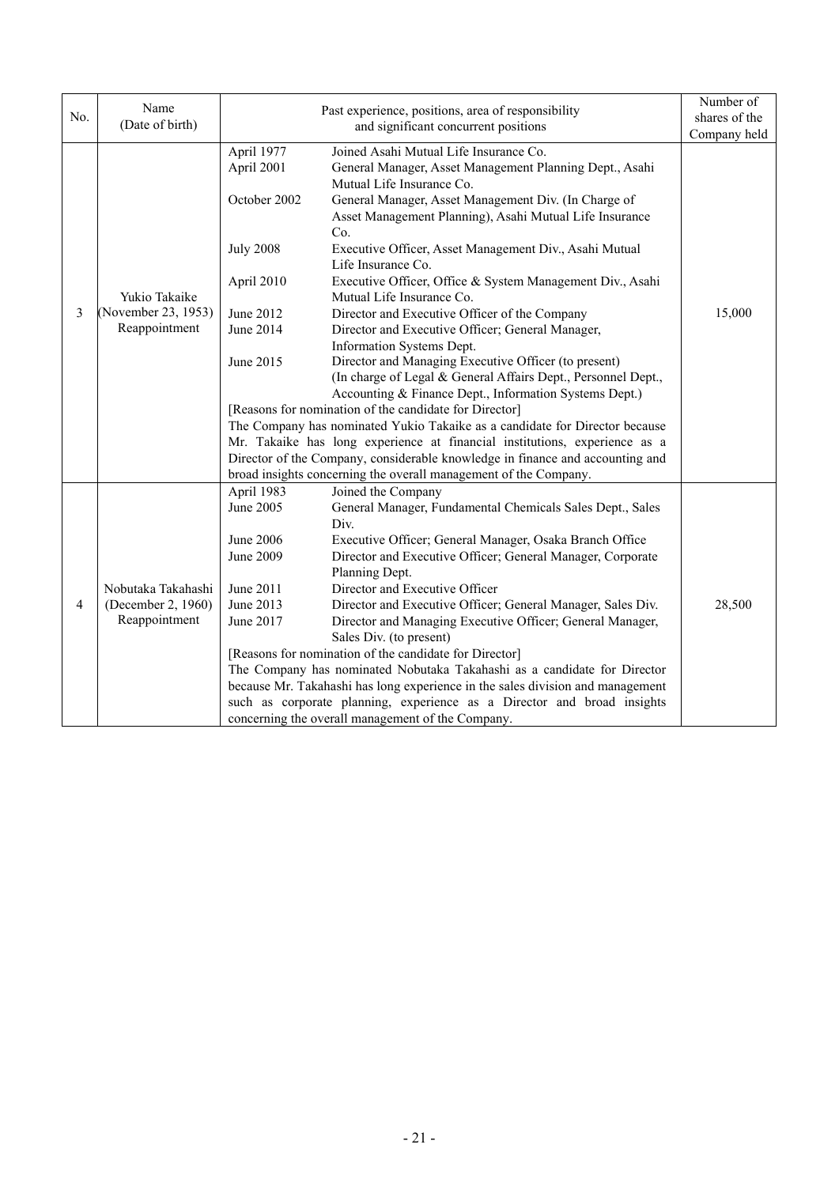| No. | Name (Date of birth) | Past experience, positions, area of responsibility and significant concurrent positions | Number of shares of the Company held |
|---|---|---|---|
| 3 | Yukio Takaike (November 23, 1953) Reappointment | April 1977 Joined Asahi Mutual Life Insurance Co.<br>April 2001 General Manager, Asset Management Planning Dept., Asahi Mutual Life Insurance Co.<br>October 2002 General Manager, Asset Management Div. (In Charge of Asset Management Planning), Asahi Mutual Life Insurance Co.<br>July 2008 Executive Officer, Asset Management Div., Asahi Mutual Life Insurance Co.<br>April 2010 Executive Officer, Office & System Management Div., Asahi Mutual Life Insurance Co.<br>June 2012 Director and Executive Officer of the Company<br>June 2014 Director and Executive Officer; General Manager, Information Systems Dept.<br>June 2015 Director and Managing Executive Officer (to present) (In charge of Legal & General Affairs Dept., Personnel Dept., Accounting & Finance Dept., Information Systems Dept.)<br>[Reasons for nomination of the candidate for Director]<br>The Company has nominated Yukio Takaike as a candidate for Director because Mr. Takaike has long experience at financial institutions, experience as a Director of the Company, considerable knowledge in finance and accounting and broad insights concerning the overall management of the Company. | 15,000 |
| 4 | Nobutaka Takahashi (December 2, 1960) Reappointment | April 1983 Joined the Company<br>June 2005 General Manager, Fundamental Chemicals Sales Dept., Sales Div.<br>June 2006 Executive Officer; General Manager, Osaka Branch Office<br>June 2009 Director and Executive Officer; General Manager, Corporate Planning Dept.<br>June 2011 Director and Executive Officer<br>June 2013 Director and Executive Officer; General Manager, Sales Div.<br>June 2017 Director and Managing Executive Officer; General Manager, Sales Div. (to present)<br>[Reasons for nomination of the candidate for Director]<br>The Company has nominated Nobutaka Takahashi as a candidate for Director because Mr. Takahashi has long experience in the sales division and management such as corporate planning, experience as a Director and broad insights concerning the overall management of the Company. | 28,500 |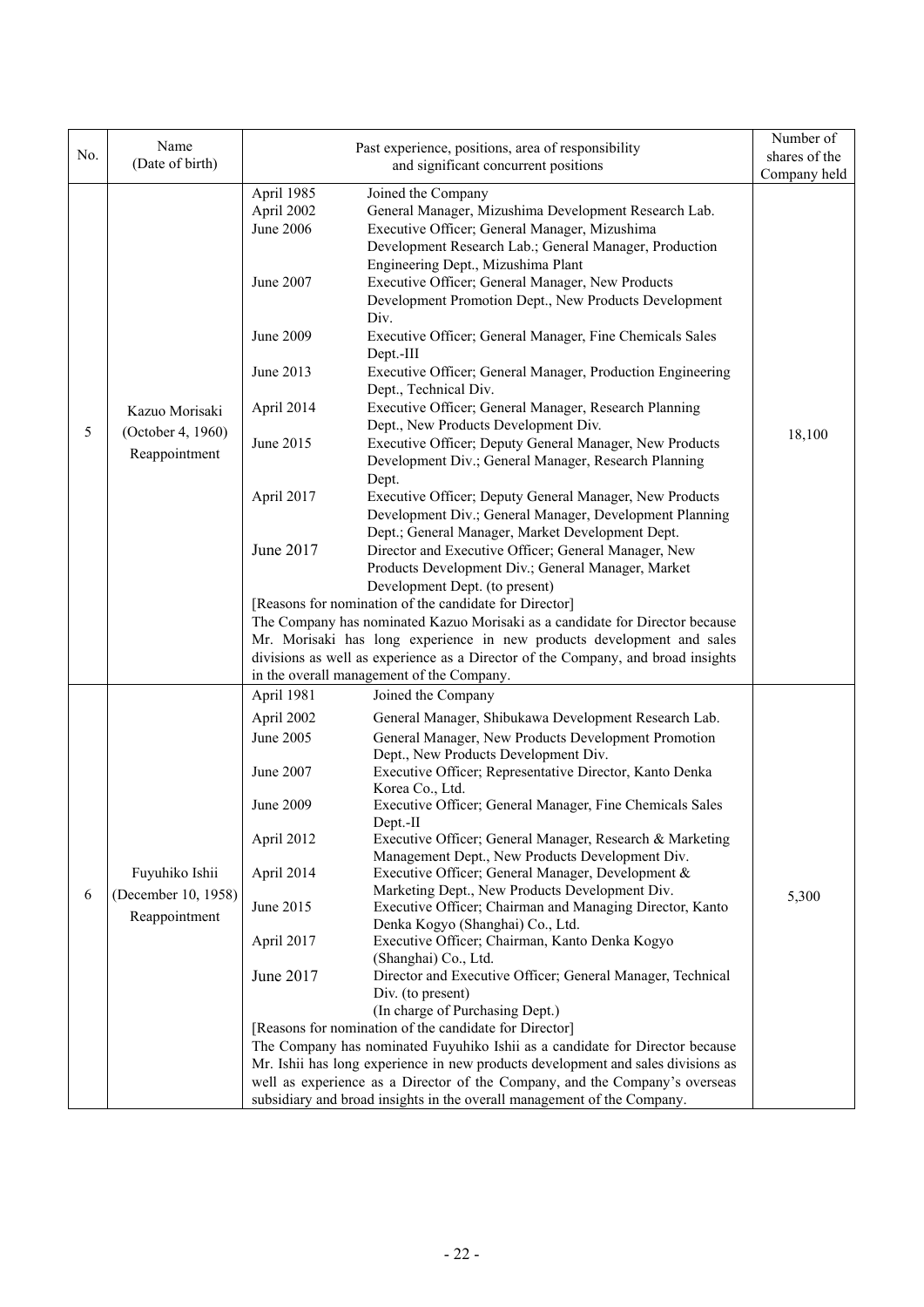| No. | Name (Date of birth) | Past experience, positions, area of responsibility and significant concurrent positions | Number of shares of the Company held |
|---|---|---|---|
| 5 | Kazuo Morisaki (October 4, 1960) Reappointment | April 1985 Joined the Company<br>April 2002 General Manager, Mizushima Development Research Lab.<br>June 2006 Executive Officer; General Manager, Mizushima Development Research Lab.; General Manager, Production Engineering Dept., Mizushima Plant<br>June 2007 Executive Officer; General Manager, New Products Development Promotion Dept., New Products Development Div.<br>June 2009 Executive Officer; General Manager, Fine Chemicals Sales Dept.-III<br>June 2013 Executive Officer; General Manager, Production Engineering Dept., Technical Div.<br>April 2014 Executive Officer; General Manager, Research Planning Dept., New Products Development Div.<br>June 2015 Executive Officer; Deputy General Manager, New Products Development Div.; General Manager, Research Planning Dept.<br>April 2017 Executive Officer; Deputy General Manager, New Products Development Div.; General Manager, Development Planning Dept.; General Manager, Market Development Dept.<br>June 2017 Director and Executive Officer; General Manager, New Products Development Div.; General Manager, Market Development Dept. (to present)<br>[Reasons for nomination of the candidate for Director]<br>The Company has nominated Kazuo Morisaki as a candidate for Director because Mr. Morisaki has long experience in new products development and sales divisions as well as experience as a Director of the Company, and broad insights in the overall management of the Company. | 18,100 |
| 6 | Fuyuhiko Ishii (December 10, 1958) Reappointment | April 1981 Joined the Company<br>April 2002 General Manager, Shibukawa Development Research Lab.<br>June 2005 General Manager, New Products Development Promotion Dept., New Products Development Div.<br>June 2007 Executive Officer; Representative Director, Kanto Denka Korea Co., Ltd.<br>June 2009 Executive Officer; General Manager, Fine Chemicals Sales Dept.-II<br>April 2012 Executive Officer; General Manager, Research & Marketing Management Dept., New Products Development Div.<br>April 2014 Executive Officer; General Manager, Development & Marketing Dept., New Products Development Div.<br>June 2015 Executive Officer; Chairman and Managing Director, Kanto Denka Kogyo (Shanghai) Co., Ltd.<br>April 2017 Executive Officer; Chairman, Kanto Denka Kogyo (Shanghai) Co., Ltd.<br>June 2017 Director and Executive Officer; General Manager, Technical Div. (to present)<br>(In charge of Purchasing Dept.)<br>[Reasons for nomination of the candidate for Director]<br>The Company has nominated Fuyuhiko Ishii as a candidate for Director because Mr. Ishii has long experience in new products development and sales divisions as well as experience as a Director of the Company, and the Company's overseas subsidiary and broad insights in the overall management of the Company. | 5,300 |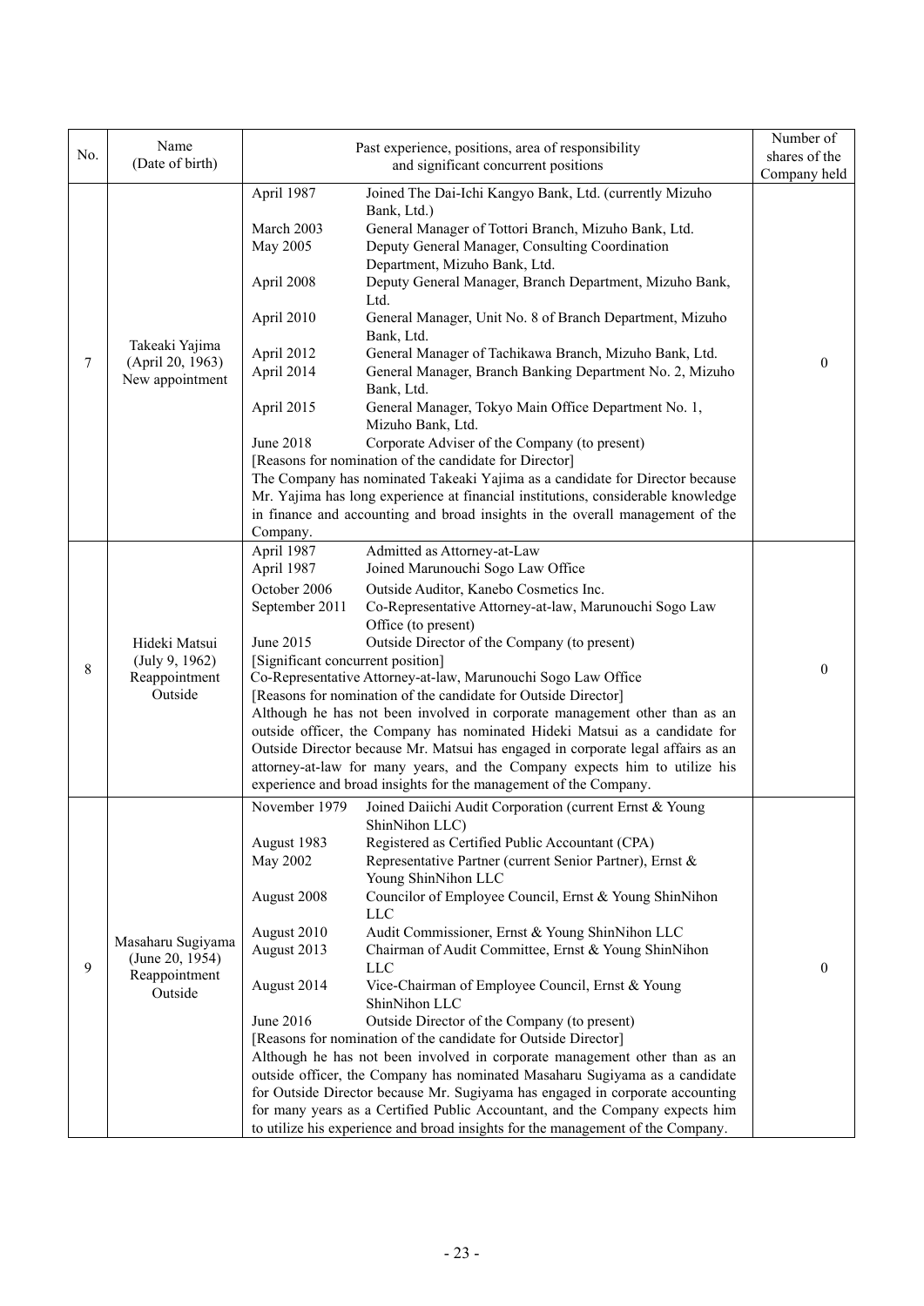| No. | Name (Date of birth) | Past experience, positions, area of responsibility and significant concurrent positions | Number of shares of the Company held |
|---|---|---|---|
| 7 | Takeaki Yajima (April 20, 1963) New appointment | April 1987 Joined The Dai-Ichi Kangyo Bank, Ltd. (currently Mizuho Bank, Ltd.)<br>March 2003 General Manager of Tottori Branch, Mizuho Bank, Ltd.<br>May 2005 Deputy General Manager, Consulting Coordination Department, Mizuho Bank, Ltd.<br>April 2008 Deputy General Manager, Branch Department, Mizuho Bank, Ltd.<br>April 2010 General Manager, Unit No. 8 of Branch Department, Mizuho Bank, Ltd.<br>April 2012 General Manager of Tachikawa Branch, Mizuho Bank, Ltd.<br>April 2014 General Manager, Branch Banking Department No. 2, Mizuho Bank, Ltd.<br>April 2015 General Manager, Tokyo Main Office Department No. 1, Mizuho Bank, Ltd.<br>June 2018 Corporate Adviser of the Company (to present)<br>[Reasons for nomination of the candidate for Director]<br>The Company has nominated Takeaki Yajima as a candidate for Director because Mr. Yajima has long experience at financial institutions, considerable knowledge in finance and accounting and broad insights in the overall management of the Company. | 0 |
| 8 | Hideki Matsui (July 9, 1962) Reappointment Outside | April 1987 Admitted as Attorney-at-Law<br>April 1987 Joined Marunouchi Sogo Law Office<br>October 2006 Outside Auditor, Kanebo Cosmetics Inc.<br>September 2011 Co-Representative Attorney-at-law, Marunouchi Sogo Law Office (to present)<br>June 2015 Outside Director of the Company (to present)<br>[Significant concurrent position]<br>Co-Representative Attorney-at-law, Marunouchi Sogo Law Office<br>[Reasons for nomination of the candidate for Outside Director]<br>Although he has not been involved in corporate management other than as an outside officer, the Company has nominated Hideki Matsui as a candidate for Outside Director because Mr. Matsui has engaged in corporate legal affairs as an attorney-at-law for many years, and the Company expects him to utilize his experience and broad insights for the management of the Company. | 0 |
| 9 | Masaharu Sugiyama (June 20, 1954) Reappointment Outside | November 1979 Joined Daiichi Audit Corporation (current Ernst & Young ShinNihon LLC)<br>August 1983 Registered as Certified Public Accountant (CPA)<br>May 2002 Representative Partner (current Senior Partner), Ernst & Young ShinNihon LLC<br>August 2008 Councilor of Employee Council, Ernst & Young ShinNihon LLC<br>August 2010 Audit Commissioner, Ernst & Young ShinNihon LLC<br>August 2013 Chairman of Audit Committee, Ernst & Young ShinNihon LLC<br>August 2014 Vice-Chairman of Employee Council, Ernst & Young ShinNihon LLC<br>June 2016 Outside Director of the Company (to present)<br>[Reasons for nomination of the candidate for Outside Director]<br>Although he has not been involved in corporate management other than as an outside officer, the Company has nominated Masaharu Sugiyama as a candidate for Outside Director because Mr. Sugiyama has engaged in corporate accounting for many years as a Certified Public Accountant, and the Company expects him to utilize his experience and broad insights for the management of the Company. | 0 |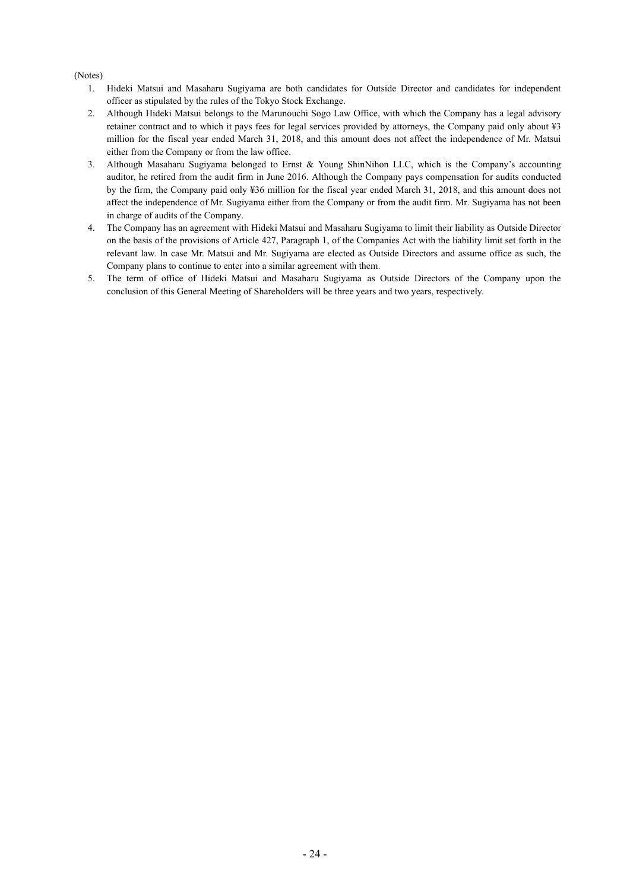(Notes)

1. Hideki Matsui and Masaharu Sugiyama are both candidates for Outside Director and candidates for independent officer as stipulated by the rules of the Tokyo Stock Exchange.
2. Although Hideki Matsui belongs to the Marunouchi Sogo Law Office, with which the Company has a legal advisory retainer contract and to which it pays fees for legal services provided by attorneys, the Company paid only about ¥3 million for the fiscal year ended March 31, 2018, and this amount does not affect the independence of Mr. Matsui either from the Company or from the law office.
3. Although Masaharu Sugiyama belonged to Ernst & Young ShinNihon LLC, which is the Company's accounting auditor, he retired from the audit firm in June 2016. Although the Company pays compensation for audits conducted by the firm, the Company paid only ¥36 million for the fiscal year ended March 31, 2018, and this amount does not affect the independence of Mr. Sugiyama either from the Company or from the audit firm. Mr. Sugiyama has not been in charge of audits of the Company.
4. The Company has an agreement with Hideki Matsui and Masaharu Sugiyama to limit their liability as Outside Director on the basis of the provisions of Article 427, Paragraph 1, of the Companies Act with the liability limit set forth in the relevant law. In case Mr. Matsui and Mr. Sugiyama are elected as Outside Directors and assume office as such, the Company plans to continue to enter into a similar agreement with them.
5. The term of office of Hideki Matsui and Masaharu Sugiyama as Outside Directors of the Company upon the conclusion of this General Meeting of Shareholders will be three years and two years, respectively.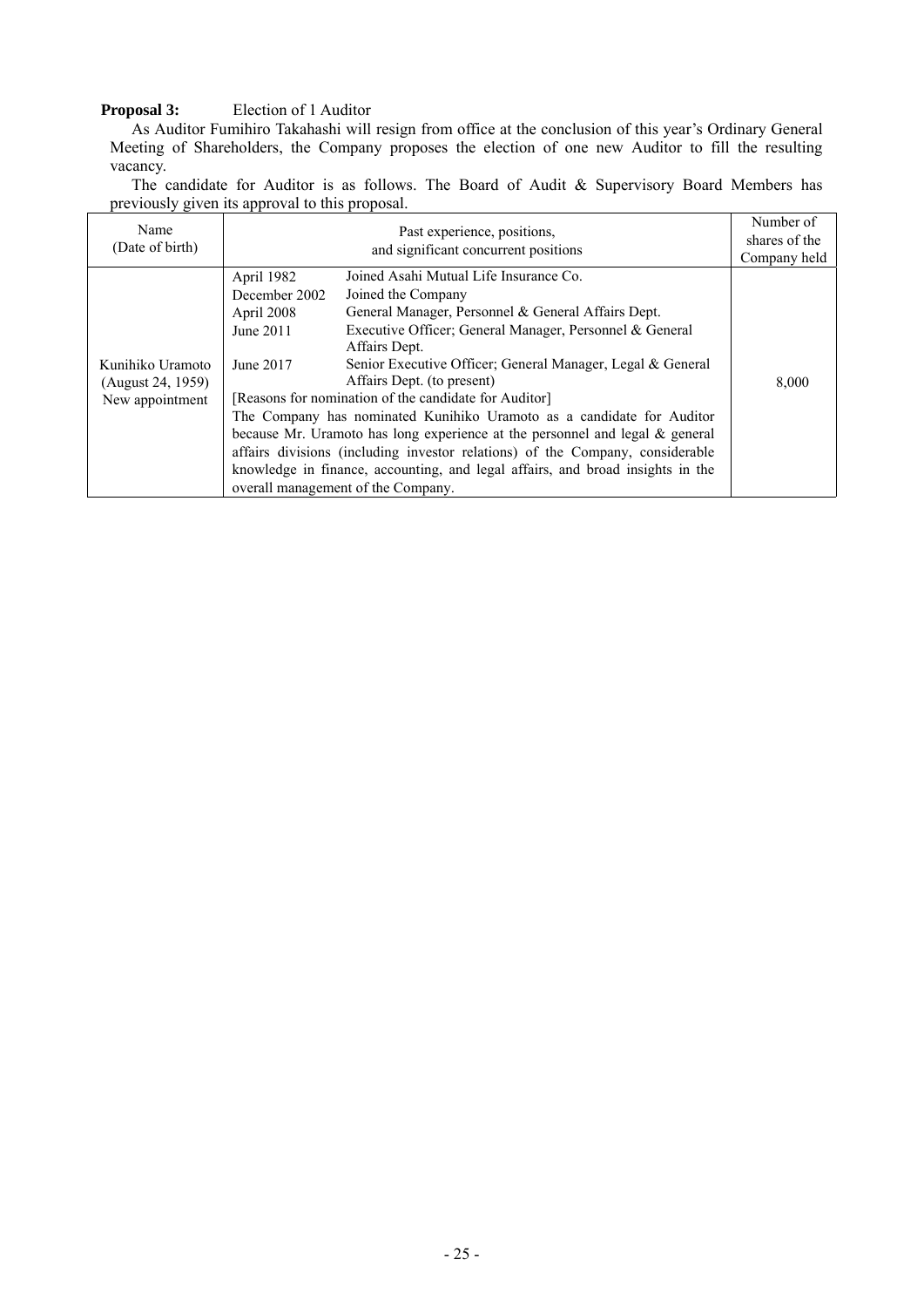**Proposal 3:** Election of 1 Auditor

As Auditor Fumihiro Takahashi will resign from office at the conclusion of this year's Ordinary General Meeting of Shareholders, the Company proposes the election of one new Auditor to fill the resulting vacancy.

The candidate for Auditor is as follows. The Board of Audit & Supervisory Board Members has previously given its approval to this proposal.

| Name (Date of birth) | Past experience, positions, and significant concurrent positions | | Number of shares of the Company held |
|---|---|---|---|
| Kunihiko Uramoto (August 24, 1959) New appointment | April 1982 | Joined Asahi Mutual Life Insurance Co. | 8,000 |
| | December 2002 | Joined the Company | |
| | April 2008 | General Manager, Personnel & General Affairs Dept. | |
| | June 2011 | Executive Officer; General Manager, Personnel & General Affairs Dept. | |
| | June 2017 | Senior Executive Officer; General Manager, Legal & General Affairs Dept. (to present) | |
| | [Reasons for nomination of the candidate for Auditor] The Company has nominated Kunihiko Uramoto as a candidate for Auditor because Mr. Uramoto has long experience at the personnel and legal & general affairs divisions (including investor relations) of the Company, considerable knowledge in finance, accounting, and legal affairs, and broad insights in the overall management of the Company. | | |